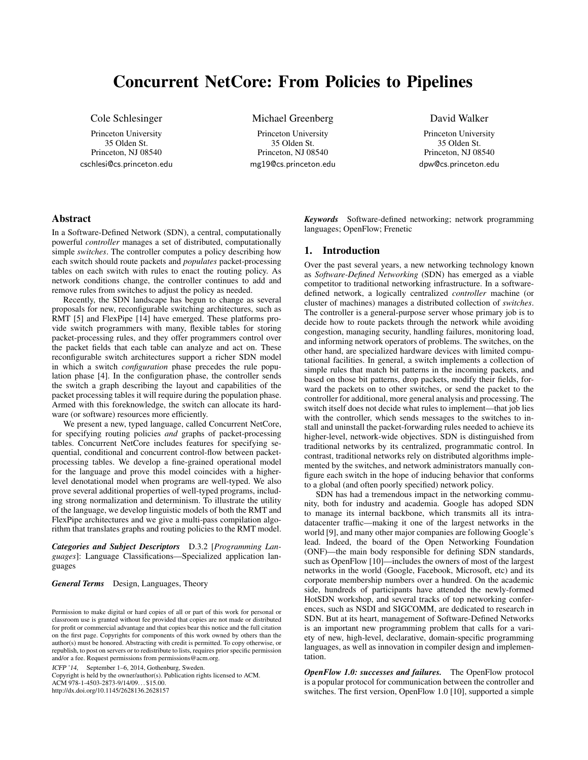# Concurrent NetCore: From Policies to Pipelines

Cole Schlesinger
Princeton University
35 Olden St.
Princeton, NJ 08540
cschlesi@cs.princeton.edu

Michael Greenberg
Princeton University
35 Olden St.
Princeton, NJ 08540
mg19@cs.princeton.edu

David Walker
Princeton University
35 Olden St.
Princeton, NJ 08540
dpw@cs.princeton.edu

## Abstract

In a Software-Defined Network (SDN), a central, computationally powerful *controller* manages a set of distributed, computationally simple *switches*. The controller computes a policy describing how each switch should route packets and *populates* packet-processing tables on each switch with rules to enact the routing policy. As network conditions change, the controller continues to add and remove rules from switches to adjust the policy as needed.

Recently, the SDN landscape has begun to change as several proposals for new, reconfigurable switching architectures, such as RMT [5] and FlexPipe [14] have emerged. These platforms provide switch programmers with many, flexible tables for storing packet-processing rules, and they offer programmers control over the packet fields that each table can analyze and act on. These reconfigurable switch architectures support a richer SDN model in which a switch *configuration* phase precedes the rule population phase [4]. In the configuration phase, the controller sends the switch a graph describing the layout and capabilities of the packet processing tables it will require during the population phase. Armed with this foreknowledge, the switch can allocate its hardware (or software) resources more efficiently.

We present a new, typed language, called Concurrent NetCore, for specifying routing policies *and* graphs of packet-processing tables. Concurrent NetCore includes features for specifying sequential, conditional and concurrent control-flow between packet-processing tables. We develop a fine-grained operational model for the language and prove this model coincides with a higher-level denotational model when programs are well-typed. We also prove several additional properties of well-typed programs, including strong normalization and determinism. To illustrate the utility of the language, we develop linguistic models of both the RMT and FlexPipe architectures and we give a multi-pass compilation algorithm that translates graphs and routing policies to the RMT model.

***Categories and Subject Descriptors*** D.3.2 [*Programming Languages*]: Language Classifications—Specialized application languages

***General Terms*** Design, Languages, Theory

Permission to make digital or hard copies of all or part of this work for personal or classroom use is granted without fee provided that copies are not made or distributed for profit or commercial advantage and that copies bear this notice and the full citation on the first page. Copyrights for components of this work owned by others than the author(s) must be honored. Abstracting with credit is permitted. To copy otherwise, or republish, to post on servers or to redistribute to lists, requires prior specific permission and/or a fee. Request permissions from permissions@acm.org.

*ICFP '14*, September 1–6, 2014, Gothenburg, Sweden.
Copyright is held by the owner/author(s). Publication rights licensed to ACM.
ACM 978-1-4503-2873-9/14/09...$15.00.
http://dx.doi.org/10.1145/2628136.2628157

***Keywords*** Software-defined networking; network programming languages; OpenFlow; Frenetic

## 1. Introduction

Over the past several years, a new networking technology known as *Software-Defined Networking* (SDN) has emerged as a viable competitor to traditional networking infrastructure. In a software-defined network, a logically centralized *controller* machine (or cluster of machines) manages a distributed collection of *switches*. The controller is a general-purpose server whose primary job is to decide how to route packets through the network while avoiding congestion, managing security, handling failures, monitoring load, and informing network operators of problems. The switches, on the other hand, are specialized hardware devices with limited computational facilities. In general, a switch implements a collection of simple rules that match bit patterns in the incoming packets, and based on those bit patterns, drop packets, modify their fields, forward the packets on to other switches, or send the packet to the controller for additional, more general analysis and processing. The switch itself does not decide what rules to implement—that job lies with the controller, which sends messages to the switches to install and uninstall the packet-forwarding rules needed to achieve its higher-level, network-wide objectives. SDN is distinguished from traditional networks by its centralized, programmatic control. In contrast, traditional networks rely on distributed algorithms implemented by the switches, and network administrators manually configure each switch in the hope of inducing behavior that conforms to a global (and often poorly specified) network policy.

SDN has had a tremendous impact in the networking community, both for industry and academia. Google has adoped SDN to manage its internal backbone, which transmits all its intra-datacenter traffic—making it one of the largest networks in the world [9], and many other major companies are following Google's lead. Indeed, the board of the Open Networking Foundation (ONF)—the main body responsible for defining SDN standards, such as OpenFlow [10]—includes the owners of most of the largest networks in the world (Google, Facebook, Microsoft, etc) and its corporate membership numbers over a hundred. On the academic side, hundreds of participants have attended the newly-formed HotSDN workshop, and several tracks of top networking conferences, such as NSDI and SIGCOMM, are dedicated to research in SDN. But at its heart, management of Software-Defined Networks is an important new programming problem that calls for a variety of new, high-level, declarative, domain-specific programming languages, as well as innovation in compiler design and implementation.

***OpenFlow 1.0: successes and failures.*** The OpenFlow protocol is a popular protocol for communication between the controller and switches. The first version, OpenFlow 1.0 [10], supported a simple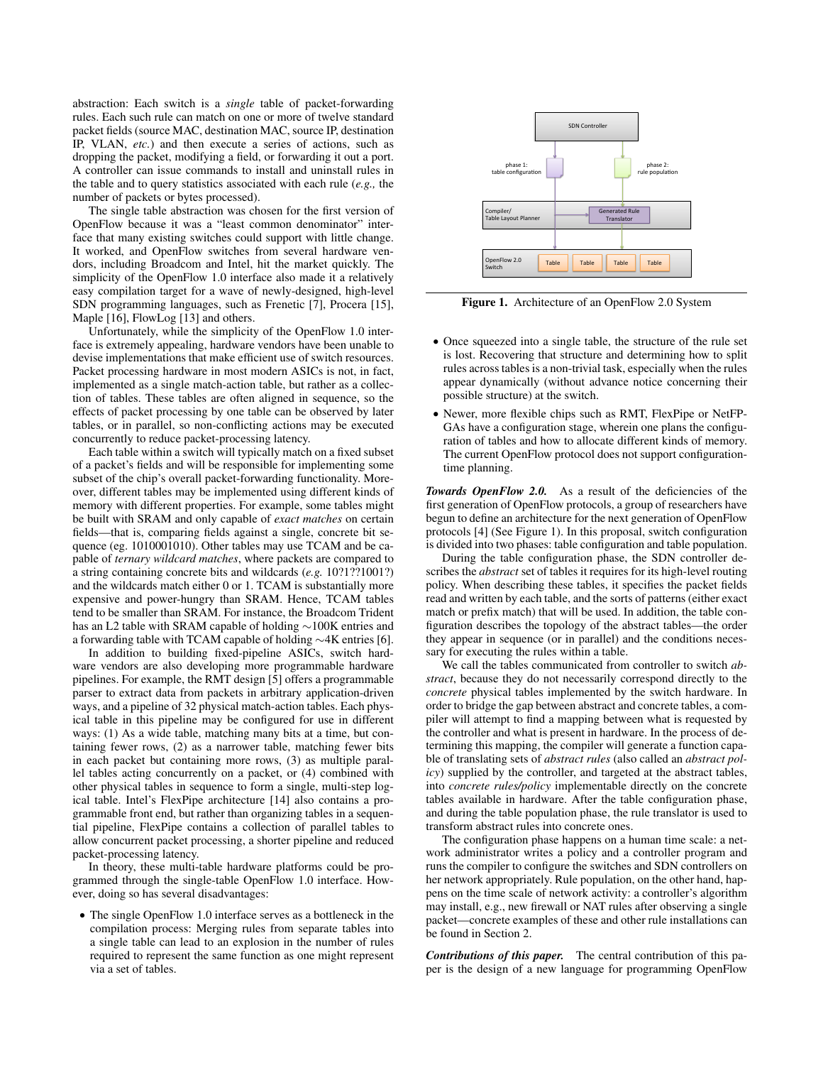abstraction: Each switch is a *single* table of packet-forwarding rules. Each such rule can match on one or more of twelve standard packet fields (source MAC, destination MAC, source IP, destination IP, VLAN, *etc.*) and then execute a series of actions, such as dropping the packet, modifying a field, or forwarding it out a port. A controller can issue commands to install and uninstall rules in the table and to query statistics associated with each rule (*e.g.,* the number of packets or bytes processed).

The single table abstraction was chosen for the first version of OpenFlow because it was a "least common denominator" interface that many existing switches could support with little change. It worked, and OpenFlow switches from several hardware vendors, including Broadcom and Intel, hit the market quickly. The simplicity of the OpenFlow 1.0 interface also made it a relatively easy compilation target for a wave of newly-designed, high-level SDN programming languages, such as Frenetic [7], Procera [15], Maple [16], FlowLog [13] and others.

Unfortunately, while the simplicity of the OpenFlow 1.0 interface is extremely appealing, hardware vendors have been unable to devise implementations that make efficient use of switch resources. Packet processing hardware in most modern ASICs is not, in fact, implemented as a single match-action table, but rather as a collection of tables. These tables are often aligned in sequence, so the effects of packet processing by one table can be observed by later tables, or in parallel, so non-conflicting actions may be executed concurrently to reduce packet-processing latency.

Each table within a switch will typically match on a fixed subset of a packet's fields and will be responsible for implementing some subset of the chip's overall packet-forwarding functionality. Moreover, different tables may be implemented using different kinds of memory with different properties. For example, some tables might be built with SRAM and only capable of *exact matches* on certain fields—that is, comparing fields against a single, concrete bit sequence (eg. 1010001010). Other tables may use TCAM and be capable of *ternary wildcard matches*, where packets are compared to a string containing concrete bits and wildcards (*e.g.* 10?1??1001?) and the wildcards match either 0 or 1. TCAM is substantially more expensive and power-hungry than SRAM. Hence, TCAM tables tend to be smaller than SRAM. For instance, the Broadcom Trident has an L2 table with SRAM capable of holding ∼100K entries and a forwarding table with TCAM capable of holding ∼4K entries [6].

In addition to building fixed-pipeline ASICs, switch hardware vendors are also developing more programmable hardware pipelines. For example, the RMT design [5] offers a programmable parser to extract data from packets in arbitrary application-driven ways, and a pipeline of 32 physical match-action tables. Each physical table in this pipeline may be configured for use in different ways: (1) As a wide table, matching many bits at a time, but containing fewer rows, (2) as a narrower table, matching fewer bits in each packet but containing more rows, (3) as multiple parallel tables acting concurrently on a packet, or (4) combined with other physical tables in sequence to form a single, multi-step logical table. Intel's FlexPipe architecture [14] also contains a programmable front end, but rather than organizing tables in a sequential pipeline, FlexPipe contains a collection of parallel tables to allow concurrent packet processing, a shorter pipeline and reduced packet-processing latency.

In theory, these multi-table hardware platforms could be programmed through the single-table OpenFlow 1.0 interface. However, doing so has several disadvantages:

- The single OpenFlow 1.0 interface serves as a bottleneck in the compilation process: Merging rules from separate tables into a single table can lead to an explosion in the number of rules required to represent the same function as one might represent via a set of tables.
- Once squeezed into a single table, the structure of the rule set is lost. Recovering that structure and determining how to split rules across tables is a non-trivial task, especially when the rules appear dynamically (without advance notice concerning their possible structure) at the switch.
- Newer, more flexible chips such as RMT, FlexPipe or NetFPGAs have a configuration stage, wherein one plans the configuration of tables and how to allocate different kinds of memory. The current OpenFlow protocol does not support configuration-time planning.

SDN Controller

phase 1: table configuration

phase 2: rule population

Compiler/ Table Layout Planner

Generated Rule Translator

OpenFlow 2.0 Switch

Table

Table

Table

Table

**Figure 1.** Architecture of an OpenFlow 2.0 System

***Towards OpenFlow 2.0.*** As a result of the deficiencies of the first generation of OpenFlow protocols, a group of researchers have begun to define an architecture for the next generation of OpenFlow protocols [4] (See Figure 1). In this proposal, switch configuration is divided into two phases: table configuration and table population.

During the table configuration phase, the SDN controller describes the *abstract* set of tables it requires for its high-level routing policy. When describing these tables, it specifies the packet fields read and written by each table, and the sorts of patterns (either exact match or prefix match) that will be used. In addition, the table configuration describes the topology of the abstract tables—the order they appear in sequence (or in parallel) and the conditions necessary for executing the rules within a table.

We call the tables communicated from controller to switch *abstract*, because they do not necessarily correspond directly to the *concrete* physical tables implemented by the switch hardware. In order to bridge the gap between abstract and concrete tables, a compiler will attempt to find a mapping between what is requested by the controller and what is present in hardware. In the process of determining this mapping, the compiler will generate a function capable of translating sets of *abstract rules* (also called an *abstract policy*) supplied by the controller, and targeted at the abstract tables, into *concrete rules/policy* implementable directly on the concrete tables available in hardware. After the table configuration phase, and during the table population phase, the rule translator is used to transform abstract rules into concrete ones.

The configuration phase happens on a human time scale: a network administrator writes a policy and a controller program and runs the compiler to configure the switches and SDN controllers on her network appropriately. Rule population, on the other hand, happens on the time scale of network activity: a controller's algorithm may install, e.g., new firewall or NAT rules after observing a single packet—concrete examples of these and other rule installations can be found in Section 2.

***Contributions of this paper.*** The central contribution of this paper is the design of a new language for programming OpenFlow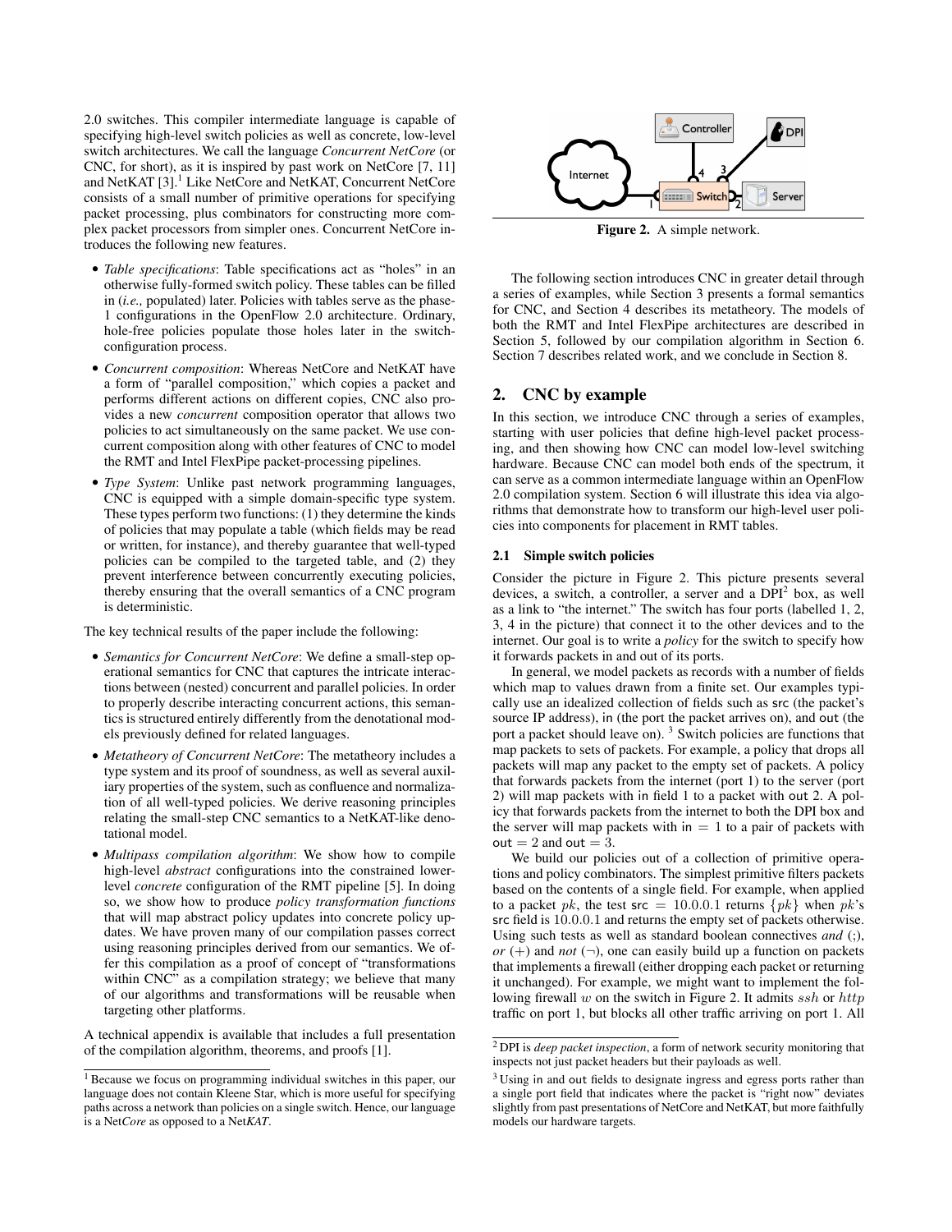2.0 switches. This compiler intermediate language is capable of specifying high-level switch policies as well as concrete, low-level switch architectures. We call the language *Concurrent NetCore* (or CNC, for short), as it is inspired by past work on NetCore [7, 11] and NetKAT [3].[1] Like NetCore and NetKAT, Concurrent NetCore consists of a small number of primitive operations for specifying packet processing, plus combinators for constructing more complex packet processors from simpler ones. Concurrent NetCore introduces the following new features.

- *Table specifications*: Table specifications act as "holes" in an otherwise fully-formed switch policy. These tables can be filled in (*i.e.,* populated) later. Policies with tables serve as the phase-1 configurations in the OpenFlow 2.0 architecture. Ordinary, hole-free policies populate those holes later in the switch-configuration process.
- *Concurrent composition*: Whereas NetCore and NetKAT have a form of "parallel composition," which copies a packet and performs different actions on different copies, CNC also provides a new *concurrent* composition operator that allows two policies to act simultaneously on the same packet. We use concurrent composition along with other features of CNC to model the RMT and Intel FlexPipe packet-processing pipelines.
- *Type System*: Unlike past network programming languages, CNC is equipped with a simple domain-specific type system. These types perform two functions: (1) they determine the kinds of policies that may populate a table (which fields may be read or written, for instance), and thereby guarantee that well-typed policies can be compiled to the targeted table, and (2) they prevent interference between concurrently executing policies, thereby ensuring that the overall semantics of a CNC program is deterministic.

The key technical results of the paper include the following:

- *Semantics for Concurrent NetCore*: We define a small-step operational semantics for CNC that captures the intricate interactions between (nested) concurrent and parallel policies. In order to properly describe interacting concurrent actions, this semantics is structured entirely differently from the denotational models previously defined for related languages.
- *Metatheory of Concurrent NetCore*: The metatheory includes a type system and its proof of soundness, as well as several auxiliary properties of the system, such as confluence and normalization of all well-typed policies. We derive reasoning principles relating the small-step CNC semantics to a NetKAT-like denotational model.
- *Multipass compilation algorithm*: We show how to compile high-level *abstract* configurations into the constrained lower-level *concrete* configuration of the RMT pipeline [5]. In doing so, we show how to produce *policy transformation functions* that will map abstract policy updates into concrete policy updates. We have proven many of our compilation passes correct using reasoning principles derived from our semantics. We offer this compilation as a proof of concept of "transformations within CNC" as a compilation strategy; we believe that many of our algorithms and transformations will be reusable when targeting other platforms.

A technical appendix is available that includes a full presentation of the compilation algorithm, theorems, and proofs [1].

[1] Because we focus on programming individual switches in this paper, our language does not contain Kleene Star, which is more useful for specifying paths across a network than policies on a single switch. Hence, our language is a Net*Core* as opposed to a Net*KAT*.

**Figure 2.** A simple network.

The following section introduces CNC in greater detail through a series of examples, while Section 3 presents a formal semantics for CNC, and Section 4 describes its metatheory. The models of both the RMT and Intel FlexPipe architectures are described in Section 5, followed by our compilation algorithm in Section 6. Section 7 describes related work, and we conclude in Section 8.

## 2. CNC by example

In this section, we introduce CNC through a series of examples, starting with user policies that define high-level packet processing, and then showing how CNC can model low-level switching hardware. Because CNC can model both ends of the spectrum, it can serve as a common intermediate language within an OpenFlow 2.0 compilation system. Section 6 will illustrate this idea via algorithms that demonstrate how to transform our high-level user policies into components for placement in RMT tables.

### 2.1 Simple switch policies

Consider the picture in Figure 2. This picture presents several devices, a switch, a controller, a server and a DPI[2] box, as well as a link to "the internet." The switch has four ports (labelled 1, 2, 3, 4 in the picture) that connect it to the other devices and to the internet. Our goal is to write a *policy* for the switch to specify how it forwards packets in and out of its ports.

In general, we model packets as records with a number of fields which map to values drawn from a finite set. Our examples typically use an idealized collection of fields such as src (the packet's source IP address), in (the port the packet arrives on), and out (the port a packet should leave on). [3] Switch policies are functions that map packets to sets of packets. For example, a policy that drops all packets will map any packet to the empty set of packets. A policy that forwards packets from the internet (port 1) to the server (port 2) will map packets with in field 1 to a packet with out 2. A policy that forwards packets from the internet to both the DPI box and the server will map packets with $\mathsf{in} = 1$ to a pair of packets with $\mathsf{out} = 2$ and $\mathsf{out} = 3$.

We build our policies out of a collection of primitive operations and policy combinators. The simplest primitive filters packets based on the contents of a single field. For example, when applied to a packet $pk$, the test $\mathsf{src} = 10.0.0.1$ returns $\{pk\}$ when $pk$'s src field is $10.0.0.1$ and returns the empty set of packets otherwise. Using such tests as well as standard boolean connectives *and* (;), *or* ($+$) and *not* ($\neg$), one can easily build up a function on packets that implements a firewall (either dropping each packet or returning it unchanged). For example, we might want to implement the following firewall $w$ on the switch in Figure 2. It admits $ssh$ or $http$ traffic on port 1, but blocks all other traffic arriving on port 1. All

[2] DPI is *deep packet inspection*, a form of network security monitoring that inspects not just packet headers but their payloads as well.

[3] Using in and out fields to designate ingress and egress ports rather than a single port field that indicates where the packet is "right now" deviates slightly from past presentations of NetCore and NetKAT, but more faithfully models our hardware targets.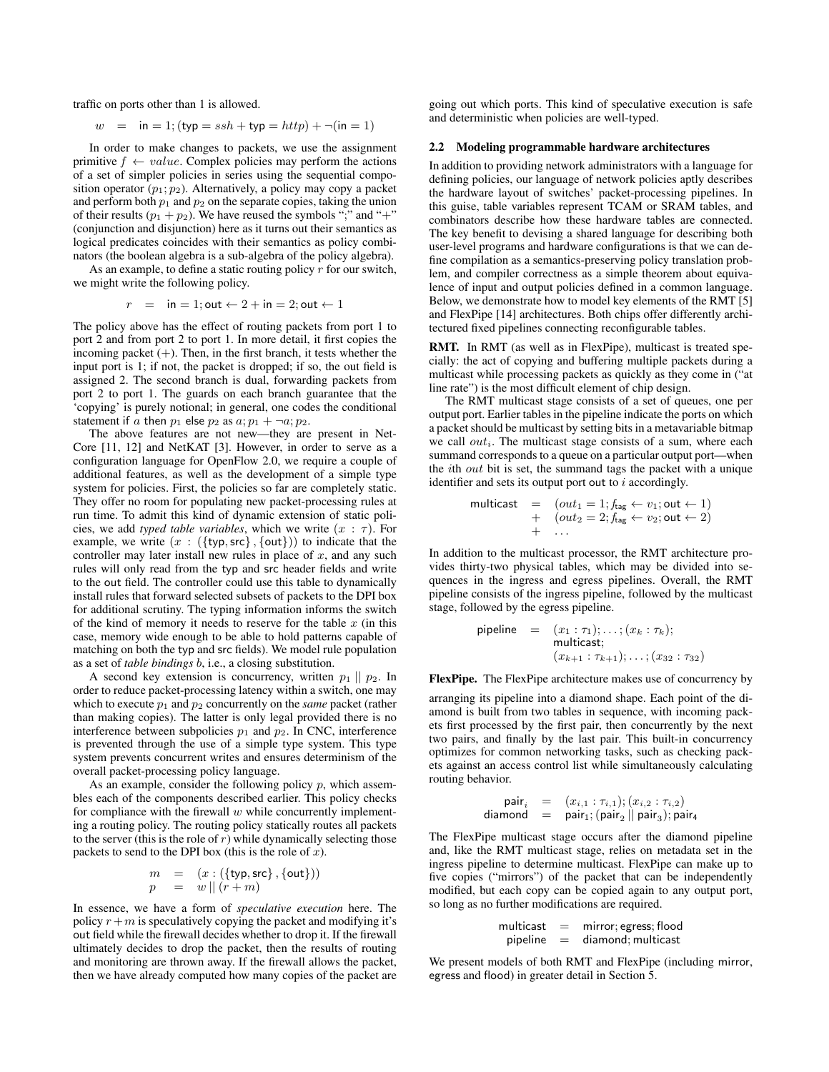traffic on ports other than 1 is allowed.

$$w \quad = \quad \mathsf{in} = 1; (\mathsf{typ} = ssh + \mathsf{typ} = http) + \neg(\mathsf{in} = 1)$$

In order to make changes to packets, we use the assignment primitive $f \leftarrow value$. Complex policies may perform the actions of a set of simpler policies in series using the sequential composition operator $(p_1; p_2)$. Alternatively, a policy may copy a packet and perform both $p_1$ and $p_2$ on the separate copies, taking the union of their results $(p_1 + p_2)$. We have reused the symbols ";" and "+" (conjunction and disjunction) here as it turns out their semantics as logical predicates coincides with their semantics as policy combinators (the boolean algebra is a sub-algebra of the policy algebra).

As an example, to define a static routing policy $r$ for our switch, we might write the following policy.

$$r \quad = \quad \mathsf{in} = 1; \mathsf{out} \leftarrow 2 + \mathsf{in} = 2; \mathsf{out} \leftarrow 1$$

The policy above has the effect of routing packets from port 1 to port 2 and from port 2 to port 1. In more detail, it first copies the incoming packet (+). Then, in the first branch, it tests whether the input port is 1; if not, the packet is dropped; if so, the out field is assigned 2. The second branch is dual, forwarding packets from port 2 to port 1. The guards on each branch guarantee that the 'copying' is purely notional; in general, one codes the conditional statement if $a$ then $p_1$ else $p_2$ as $a; p_1 + \neg a; p_2$.

The above features are not new—they are present in NetCore [11, 12] and NetKAT [3]. However, in order to serve as a configuration language for OpenFlow 2.0, we require a couple of additional features, as well as the development of a simple type system for policies. First, the policies so far are completely static. They offer no room for populating new packet-processing rules at run time. To admit this kind of dynamic extension of static policies, we add *typed table variables*, which we write $(x : \tau)$. For example, we write $(x : (\{\mathsf{typ}, \mathsf{src}\}, \{\mathsf{out}\}))$ to indicate that the controller may later install new rules in place of $x$, and any such rules will only read from the typ and src header fields and write to the out field. The controller could use this table to dynamically install rules that forward selected subsets of packets to the DPI box for additional scrutiny. The typing information informs the switch of the kind of memory it needs to reserve for the table $x$ (in this case, memory wide enough to be able to hold patterns capable of matching on both the typ and src fields). We model rule population as a set of *table bindings* $b$, i.e., a closing substitution.

A second key extension is concurrency, written $p_1 \mid\mid p_2$. In order to reduce packet-processing latency within a switch, one may which to execute $p_1$ and $p_2$ concurrently on the *same* packet (rather than making copies). The latter is only legal provided there is no interference between subpolicies $p_1$ and $p_2$. In CNC, interference is prevented through the use of a simple type system. This type system prevents concurrent writes and ensures determinism of the overall packet-processing policy language.

As an example, consider the following policy $p$, which assembles each of the components described earlier. This policy checks for compliance with the firewall $w$ while concurrently implementing a routing policy. The routing policy statically routes all packets to the server (this is the role of $r$) while dynamically selecting those packets to send to the DPI box (this is the role of $x$).

$$\begin{aligned} m &= (x : (\{\mathsf{typ}, \mathsf{src}\}, \{\mathsf{out}\})) \\ p &= w \mid\mid (r + m) \end{aligned}$$

In essence, we have a form of *speculative execution* here. The policy $r + m$ is speculatively copying the packet and modifying it's out field while the firewall decides whether to drop it. If the firewall ultimately decides to drop the packet, then the results of routing and monitoring are thrown away. If the firewall allows the packet, then we have already computed how many copies of the packet are going out which ports. This kind of speculative execution is safe and deterministic when policies are well-typed.

### 2.2 Modeling programmable hardware architectures

In addition to providing network administrators with a language for defining policies, our language of network policies aptly describes the hardware layout of switches' packet-processing pipelines. In this guise, table variables represent TCAM or SRAM tables, and combinators describe how these hardware tables are connected. The key benefit to devising a shared language for describing both user-level programs and hardware configurations is that we can define compilation as a semantics-preserving policy translation problem, and compiler correctness as a simple theorem about equivalence of input and output policies defined in a common language. Below, we demonstrate how to model key elements of the RMT [5] and FlexPipe [14] architectures. Both chips offer differently architectured fixed pipelines connecting reconfigurable tables.

**RMT.** In RMT (as well as in FlexPipe), multicast is treated specially: the act of copying and buffering multiple packets during a multicast while processing packets as quickly as they come in ("at line rate") is the most difficult element of chip design.

The RMT multicast stage consists of a set of queues, one per output port. Earlier tables in the pipeline indicate the ports on which a packet should be multicast by setting bits in a metavariable bitmap we call $out_i$. The multicast stage consists of a sum, where each summand corresponds to a queue on a particular output port—when the $i$th $out$ bit is set, the summand tags the packet with a unique identifier and sets its output port out to $i$ accordingly.

$$\begin{aligned} \mathsf{multicast} \quad = \quad & (out_1 = 1; f_{\mathsf{tag}} \leftarrow v_1; \mathsf{out} \leftarrow 1) \\ + \quad & (out_2 = 2; f_{\mathsf{tag}} \leftarrow v_2; \mathsf{out} \leftarrow 2) \\ + \quad & \ldots \end{aligned}$$

In addition to the multicast processor, the RMT architecture provides thirty-two physical tables, which may be divided into sequences in the ingress and egress pipelines. Overall, the RMT pipeline consists of the ingress pipeline, followed by the multicast stage, followed by the egress pipeline.

$$\begin{aligned} \mathsf{pipeline} \quad = \quad & (x_1 : \tau_1); \ldots; (x_k : \tau_k); \\ & \mathsf{multicast}; \\ & (x_{k+1} : \tau_{k+1}); \ldots; (x_{32} : \tau_{32}) \end{aligned}$$

**FlexPipe.** The FlexPipe architecture makes use of concurrency by arranging its pipeline into a diamond shape. Each point of the diamond is built from two tables in sequence, with incoming packets first processed by the first pair, then concurrently by the next two pairs, and finally by the last pair. This built-in concurrency optimizes for common networking tasks, such as checking packets against an access control list while simultaneously calculating routing behavior.

$$\begin{aligned} \mathsf{pair}_i \quad &= \quad (x_{i,1} : \tau_{i,1}); (x_{i,2} : \tau_{i,2}) \\ \mathsf{diamond} \quad &= \quad \mathsf{pair}_1; (\mathsf{pair}_2 \mid\mid \mathsf{pair}_3); \mathsf{pair}_4 \end{aligned}$$

The FlexPipe multicast stage occurs after the diamond pipeline and, like the RMT multicast stage, relies on metadata set in the ingress pipeline to determine multicast. FlexPipe can make up to five copies ("mirrors") of the packet that can be independently modified, but each copy can be copied again to any output port, so long as no further modifications are required.

$$\begin{aligned} \mathsf{multicast} \quad &= \quad \mathsf{mirror}; \mathsf{egress}; \mathsf{flood} \\ \mathsf{pipeline} \quad &= \quad \mathsf{diamond}; \mathsf{multicast} \end{aligned}$$

We present models of both RMT and FlexPipe (including mirror, egress and flood) in greater detail in Section 5.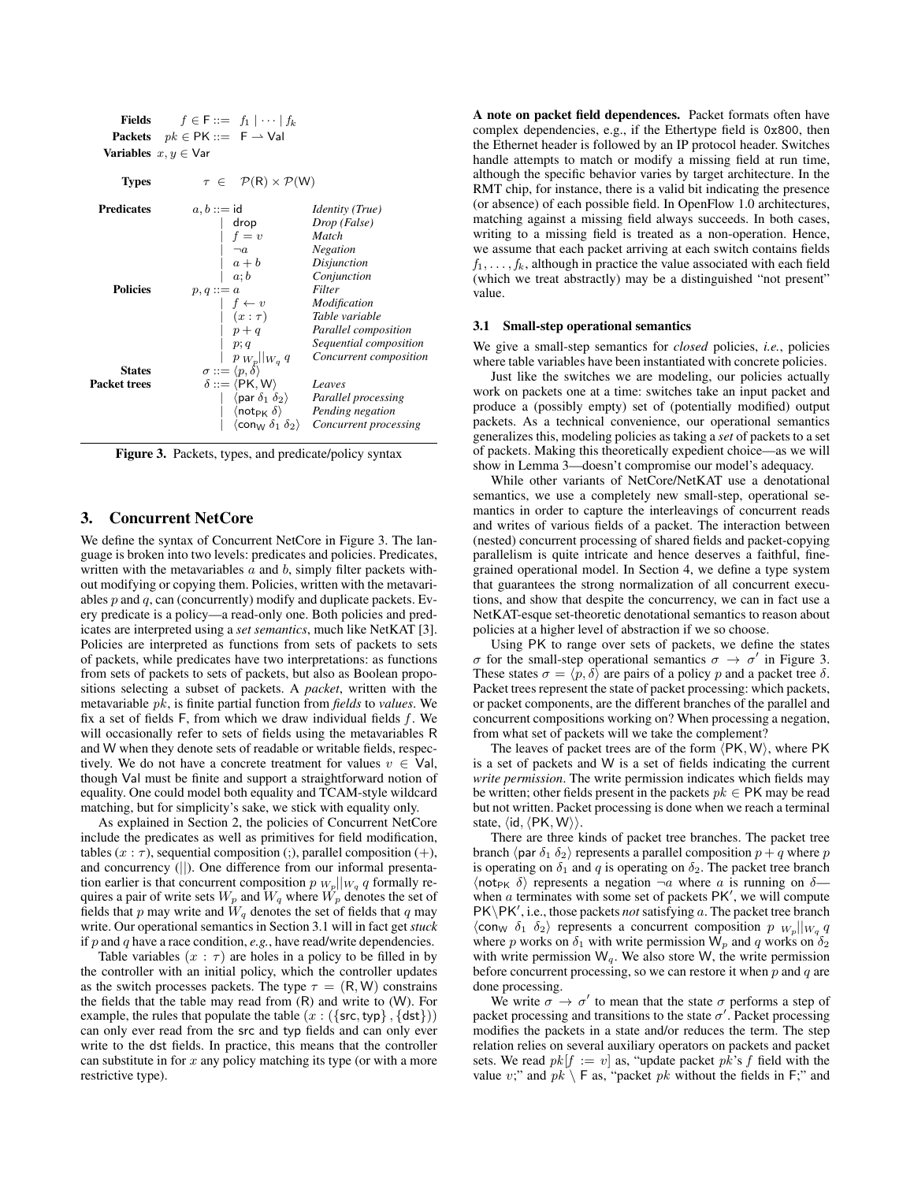$$
\begin{array}{llll}
\textbf{Fields} & f \in \mathsf{F} ::= & f_1 \mid \cdots \mid f_k & \\
\textbf{Packets} & pk \in \mathsf{PK} ::= & \mathsf{F} \rightharpoonup \mathsf{Val} & \\
\textbf{Variables} & x, y \in \mathsf{Var} & & \\
\\
\textbf{Types} & \tau \in & \mathcal{P}(\mathsf{R}) \times \mathcal{P}(\mathsf{W}) & \\
\\
\textbf{Predicates} & a, b ::= & \mathsf{id} & \textit{Identity (True)} \\
& \mid & \mathsf{drop} & \textit{Drop (False)} \\
& \mid & f = v & \textit{Match} \\
& \mid & \neg a & \textit{Negation} \\
& \mid & a + b & \textit{Disjunction} \\
& \mid & a; b & \textit{Conjunction} \\
\textbf{Policies} & p, q ::= & a & \textit{Filter} \\
& \mid & f \leftarrow v & \textit{Modification} \\
& \mid & (x : \tau) & \textit{Table variable} \\
& \mid & p + q & \textit{Parallel composition} \\
& \mid & p; q & \textit{Sequential composition} \\
& \mid & p \;{}_{W_p}\|_{W_q}\; q & \textit{Concurrent composition} \\
\textbf{States} & \sigma ::= & \langle p, \delta \rangle & \\
\textbf{Packet trees} & \delta ::= & \langle \mathsf{PK}, \mathsf{W} \rangle & \textit{Leaves} \\
& \mid & \langle \mathsf{par}\ \delta_1\ \delta_2 \rangle & \textit{Parallel processing} \\
& \mid & \langle \mathsf{not}_{\mathsf{PK}}\ \delta \rangle & \textit{Pending negation} \\
& \mid & \langle \mathsf{con}_{\mathsf{W}}\ \delta_1\ \delta_2 \rangle & \textit{Concurrent processing}
\end{array}
$$

**Figure 3.** Packets, types, and predicate/policy syntax

## 3. Concurrent NetCore

We define the syntax of Concurrent NetCore in Figure 3. The language is broken into two levels: predicates and policies. Predicates, written with the metavariables $a$ and $b$, simply filter packets without modifying or copying them. Policies, written with the metavariables $p$ and $q$, can (concurrently) modify and duplicate packets. Every predicate is a policy—a read-only one. Both policies and predicates are interpreted using a *set semantics*, much like NetKAT [3]. Policies are interpreted as functions from sets of packets to sets of packets, while predicates have two interpretations: as functions from sets of packets to sets of packets, but also as Boolean propositions selecting a subset of packets. A *packet*, written with the metavariable $pk$, is finite partial function from *fields* to *values*. We fix a set of fields $\mathsf{F}$, from which we draw individual fields $f$. We will occasionally refer to sets of fields using the metavariables $\mathsf{R}$ and $\mathsf{W}$ when they denote sets of readable or writable fields, respectively. We do not have a concrete treatment for values $v \in \mathsf{Val}$, though $\mathsf{Val}$ must be finite and support a straightforward notion of equality. One could model both equality and TCAM-style wildcard matching, but for simplicity's sake, we stick with equality only.

As explained in Section 2, the policies of Concurrent NetCore include the predicates as well as primitives for field modification, tables $(x : \tau)$, sequential composition (;), parallel composition (+), and concurrency (||). One difference from our informal presentation earlier is that concurrent composition $p \;{}_{W_p}\|_{W_q}\; q$ formally requires a pair of write sets $W_p$ and $W_q$ where $W_p$ denotes the set of fields that $p$ may write and $W_q$ denotes the set of fields that $q$ may write. Our operational semantics in Section 3.1 will in fact get *stuck* if $p$ and $q$ have a race condition, *e.g.*, have read/write dependencies.

Table variables $(x : \tau)$ are holes in a policy to be filled in by the controller with an initial policy, which the controller updates as the switch processes packets. The type $\tau = (\mathsf{R}, \mathsf{W})$ constrains the fields that the table may read from ($\mathsf{R}$) and write to ($\mathsf{W}$). For example, the rules that populate the table $(x : (\{\mathsf{src}, \mathsf{typ}\}, \{\mathsf{dst}\}))$ can only ever read from the $\mathsf{src}$ and $\mathsf{typ}$ fields and can only ever write to the $\mathsf{dst}$ fields. In practice, this means that the controller can substitute in for $x$ any policy matching its type (or with a more restrictive type).

**A note on packet field dependences.** Packet formats often have complex dependencies, e.g., if the Ethertype field is `0x800`, then the Ethernet header is followed by an IP protocol header. Switches handle attempts to match or modify a missing field at run time, although the specific behavior varies by target architecture. In the RMT chip, for instance, there is a valid bit indicating the presence (or absence) of each possible field. In OpenFlow 1.0 architectures, matching against a missing field always succeeds. In both cases, writing to a missing field is treated as a non-operation. Hence, we assume that each packet arriving at each switch contains fields $f_1, \ldots, f_k$, although in practice the value associated with each field (which we treat abstractly) may be a distinguished "not present" value.

### 3.1 Small-step operational semantics

We give a small-step semantics for *closed* policies, *i.e.*, policies where table variables have been instantiated with concrete policies.

Just like the switches we are modeling, our policies actually work on packets one at a time: switches take an input packet and produce a (possibly empty) set of (potentially modified) output packets. As a technical convenience, our operational semantics generalizes this, modeling policies as taking a *set* of packets to a set of packets. Making this theoretically expedient choice—as we will show in Lemma 3—doesn't compromise our model's adequacy.

While other variants of NetCore/NetKAT use a denotational semantics, we use a completely new small-step, operational semantics in order to capture the interleavings of concurrent reads and writes of various fields of a packet. The interaction between (nested) concurrent processing of shared fields and packet-copying parallelism is quite intricate and hence deserves a faithful, fine-grained operational model. In Section 4, we define a type system that guarantees the strong normalization of all concurrent executions, and show that despite the concurrency, we can in fact use a NetKAT-esque set-theoretic denotational semantics to reason about policies at a higher level of abstraction if we so choose.

Using $\mathsf{PK}$ to range over sets of packets, we define the states $\sigma$ for the small-step operational semantics $\sigma \rightarrow \sigma'$ in Figure 3. These states $\sigma = \langle p, \delta \rangle$ are pairs of a policy $p$ and a packet tree $\delta$. Packet trees represent the state of packet processing: which packets, or packet components, are the different branches of the parallel and concurrent compositions working on? When processing a negation, from what set of packets will we take the complement?

The leaves of packet trees are of the form $\langle \mathsf{PK}, \mathsf{W} \rangle$, where $\mathsf{PK}$ is a set of packets and $\mathsf{W}$ is a set of fields indicating the current *write permission*. The write permission indicates which fields may be written; other fields present in the packets $pk \in \mathsf{PK}$ may be read but not written. Packet processing is done when we reach a terminal state, $\langle \mathsf{id}, \langle \mathsf{PK}, \mathsf{W} \rangle \rangle$.

There are three kinds of packet tree branches. The packet tree branch $\langle \mathsf{par}\ \delta_1\ \delta_2 \rangle$ represents a parallel composition $p + q$ where $p$ is operating on $\delta_1$ and $q$ is operating on $\delta_2$. The packet tree branch $\langle \mathsf{not}_{\mathsf{PK}}\ \delta \rangle$ represents a negation $\neg a$ where $a$ is running on $\delta$—when $a$ terminates with some set of packets $\mathsf{PK}'$, we will compute $\mathsf{PK} \setminus \mathsf{PK}'$, i.e., those packets *not* satisfying $a$. The packet tree branch $\langle \mathsf{con}_{\mathsf{W}}\ \delta_1\ \delta_2 \rangle$ represents a concurrent composition $p \;{}_{W_p}\|_{W_q}\; q$ where $p$ works on $\delta_1$ with write permission $\mathsf{W}_p$ and $q$ works on $\delta_2$ with write permission $\mathsf{W}_q$. We also store $\mathsf{W}$, the write permission before concurrent processing, so we can restore it when $p$ and $q$ are done processing.

We write $\sigma \rightarrow \sigma'$ to mean that the state $\sigma$ performs a step of packet processing and transitions to the state $\sigma'$. Packet processing modifies the packets in a state and/or reduces the term. The step relation relies on several auxiliary operators on packets and packet sets. We read $pk[f := v]$ as, "update packet $pk$'s $f$ field with the value $v$;" and $pk \setminus \mathsf{F}$ as, "packet $pk$ without the fields in $\mathsf{F}$;" and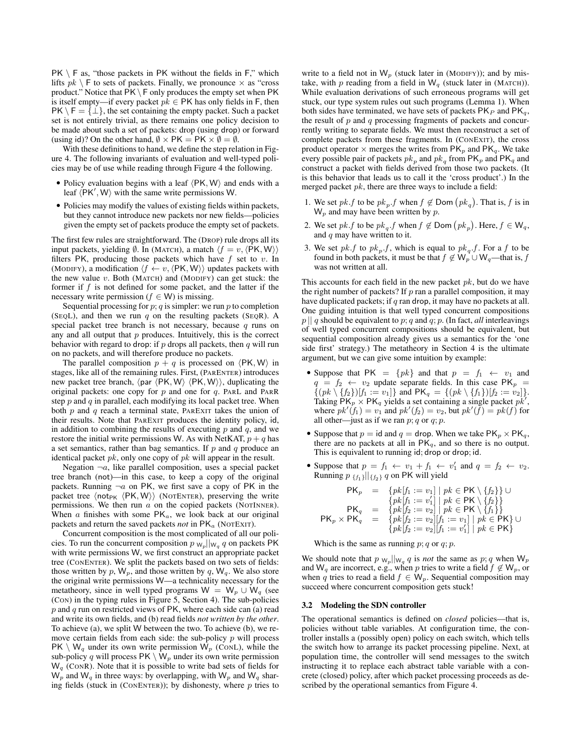$\mathsf{PK} \setminus \mathsf{F}$ as, "those packets in $\mathsf{PK}$ without the fields in $\mathsf{F}$," which lifts $pk \setminus \mathsf{F}$ to sets of packets. Finally, we pronounce $\times$ as "cross product." Notice that $\mathsf{PK} \setminus \mathsf{F}$ only produces the empty set when $\mathsf{PK}$ is itself empty—if every packet $pk \in \mathsf{PK}$ has only fields in $\mathsf{F}$, then $\mathsf{PK} \setminus \mathsf{F} = \{\bot\}$, the set containing the empty packet. Such a packet set is not entirely trivial, as there remains one policy decision to be made about such a set of packets: drop (using $\mathsf{drop}$) or forward (using $\mathsf{id}$)? On the other hand, $\emptyset \times \mathsf{PK} = \mathsf{PK} \times \emptyset = \emptyset$.

With these definitions to hand, we define the step relation in Figure 4. The following invariants of evaluation and well-typed policies may be of use while reading through Figure 4 the following.

- Policy evaluation begins with a leaf $\langle \mathsf{PK}, \mathsf{W} \rangle$ and ends with a leaf $\langle \mathsf{PK}', \mathsf{W} \rangle$ with the same write permissions $\mathsf{W}$.
- Policies may modify the values of existing fields within packets, but they cannot introduce new packets nor new fields—policies given the empty set of packets produce the empty set of packets.

The first few rules are straightforward. The (DROP) rule drops all its input packets, yielding $\emptyset$. In (MATCH), a match $\langle f = v, \langle \mathsf{PK}, \mathsf{W} \rangle \rangle$ filters $\mathsf{PK}$, producing those packets which have $f$ set to $v$. In (MODIFY), a modification $\langle f \leftarrow v, \langle \mathsf{PK}, \mathsf{W} \rangle \rangle$ updates packets with the new value $v$. Both (MATCH) and (MODIFY) can get stuck: the former if $f$ is not defined for some packet, and the latter if the necessary write permission ($f \in \mathsf{W}$) is missing.

Sequential processing for $p; q$ is simpler: we run $p$ to completion (SEQL), and then we run $q$ on the resulting packets (SEQR). A special packet tree branch is not necessary, because $q$ runs on any and all output that $p$ produces. Intuitively, this is the correct behavior with regard to $\mathsf{drop}$: if $p$ drops all packets, then $q$ will run on no packets, and will therefore produce no packets.

The parallel composition $p + q$ is processed on $\langle \mathsf{PK}, \mathsf{W} \rangle$ in stages, like all of the remaining rules. First, (PARENTER) introduces new packet tree branch, $\langle \mathsf{par}\ \langle \mathsf{PK}, \mathsf{W} \rangle\ \langle \mathsf{PK}, \mathsf{W} \rangle \rangle$, duplicating the original packets: one copy for $p$ and one for $q$. PARL and PARR step $p$ and $q$ in parallel, each modifying its local packet tree. When both $p$ and $q$ reach a terminal state, PAREXIT takes the union of their results. Note that PAREXIT produces the identity policy, $\mathsf{id}$, in addition to combining the results of executing $p$ and $q$, and we restore the initial write permissions $\mathsf{W}$. As with NetKAT, $p + q$ has a set semantics, rather than bag semantics. If $p$ and $q$ produce an identical packet $pk$, only one copy of $pk$ will appear in the result.

Negation $\neg a$, like parallel composition, uses a special packet tree branch ($\mathsf{not}$)—in this case, to keep a copy of the original packets. Running $\neg a$ on $\mathsf{PK}$, we first save a copy of $\mathsf{PK}$ in the packet tree $\langle \mathsf{not}_{\mathsf{PK}}\ \langle \mathsf{PK}, \mathsf{W} \rangle \rangle$ (NOTENTER), preserving the write permissions. We then run $a$ on the copied packets (NOTINNER). When $a$ finishes with some $\mathsf{PK}_a$, we look back at our original packets and return the saved packets *not* in $\mathsf{PK}_a$ (NOTEXIT).

Concurrent composition is the most complicated of all our policies. To run the concurrent composition $p\ {}_{\mathsf{W}_p}||_{\mathsf{W}_q}\ q$ on packets $\mathsf{PK}$ with write permissions $\mathsf{W}$, we first construct an appropriate packet tree (CONENTER). We split the packets based on two sets of fields: those written by $p$, $\mathsf{W}_p$, and those written by $q$, $\mathsf{W}_q$. We also store the original write permissions $\mathsf{W}$—a technicality necessary for the metatheory, since in well typed programs $\mathsf{W} = \mathsf{W}_p \cup \mathsf{W}_q$ (see (CON) in the typing rules in Figure 5, Section 4). The sub-policies $p$ and $q$ run on restricted views of $\mathsf{PK}$, where each side can (a) read and write its own fields, and (b) read fields *not written by the other*. To achieve (a), we split $\mathsf{W}$ between the two. To achieve (b), we remove certain fields from each side: the sub-policy $p$ will process $\mathsf{PK} \setminus \mathsf{W}_q$ under its own write permission $\mathsf{W}_p$ (CONL), while the sub-policy $q$ will process $\mathsf{PK} \setminus \mathsf{W}_p$ under its own write permission $\mathsf{W}_q$ (CONR). Note that it is possible to write bad sets of fields for $\mathsf{W}_p$ and $\mathsf{W}_q$ in three ways: by overlapping, with $\mathsf{W}_p$ and $\mathsf{W}_q$ sharing fields (stuck in (CONENTER)); by dishonesty, where $p$ tries to write to a field not in $\mathsf{W}_p$ (stuck later in (MODIFY)); and by mistake, with $p$ reading from a field in $\mathsf{W}_q$ (stuck later in (MATCH)). While evaluation derivations of such erroneous programs will get stuck, our type system rules out such programs (Lemma 1). When both sides have terminated, we have sets of packets $\mathsf{PK}_P$ and $\mathsf{PK}_q$, the result of $p$ and $q$ processing fragments of packets and concurrently writing to separate fields. We must then reconstruct a set of complete packets from these fragments. In (CONEXIT), the cross product operator $\times$ merges the writes from $\mathsf{PK}_p$ and $\mathsf{PK}_q$. We take every possible pair of packets $pk_p$ and $pk_q$ from $\mathsf{PK}_p$ and $\mathsf{PK}_q$ and construct a packet with fields derived from those two packets. (It is this behavior that leads us to call it the 'cross product'.) In the merged packet $pk$, there are three ways to include a field:

1. We set $pk.f$ to be $pk_p.f$ when $f \notin \mathsf{Dom}\left(pk_q\right)$. That is, $f$ is in $\mathsf{W}_p$ and may have been written by $p$.
2. We set $pk.f$ to be $pk_q.f$ when $f \notin \mathsf{Dom}\left(pk_p\right)$. Here, $f \in \mathsf{W}_q$, and $q$ may have written to it.
3. We set $pk.f$ to $pk_p.f$, which is equal to $pk_q.f$. For a $f$ to be found in both packets, it must be that $f \notin \mathsf{W}_p \cup \mathsf{W}_q$—that is, $f$ was not written at all.

This accounts for each field in the new packet $pk$, but do we have the right number of packets? If $p$ ran a parallel composition, it may have duplicated packets; if $q$ ran $\mathsf{drop}$, it may have no packets at all. One guiding intuition is that well typed concurrent compositions $p \,||\, q$ should be equivalent to $p; q$ and $q; p$. (In fact, *all* interleavings of well typed concurrent compositions should be equivalent, but sequential composition already gives us a semantics for the 'one side first' strategy.) The metatheory in Section 4 is the ultimate argument, but we can give some intuition by example:

- Suppose that $\mathsf{PK} = \{pk\}$ and that $p = f_1 \leftarrow v_1$ and $q = f_2 \leftarrow v_2$ update separate fields. In this case $\mathsf{PK}_p = \{(pk \setminus \{f_2\})[f_1 := v_1]\}$ and $\mathsf{PK}_q = \{(pk \setminus \{f_1\})[f_2 := v_2]\}$. Taking $\mathsf{PK}_p \times \mathsf{PK}_q$ yields a set containing a single packet $pk'$, where $pk'(f_1) = v_1$ and $pk'(f_2) = v_2$, but $pk'(f) = pk(f)$ for all other—just as if we ran $p; q$ or $q; p$.
- Suppose that $p = \mathsf{id}$ and $q = \mathsf{drop}$. When we take $\mathsf{PK}_p \times \mathsf{PK}_q$, there are no packets at all in $\mathsf{PK}_q$, and so there is no output. This is equivalent to running $\mathsf{id}; \mathsf{drop}$ or $\mathsf{drop}; \mathsf{id}$.
- Suppose that $p = f_1 \leftarrow v_1 + f_1 \leftarrow v_1'$ and $q = f_2 \leftarrow v_2$. Running $p\ {}_{\{f_1\}}||_{\{f_2\}}\ q$ on $\mathsf{PK}$ will yield

$$
\begin{aligned}
\mathsf{PK}_p &= \{pk[f_1 := v_1] \mid pk \in \mathsf{PK} \setminus \{f_2\}\} \cup \\
&\quad\ \{pk[f_1 := v_1'] \mid pk \in \mathsf{PK} \setminus \{f_2\}\} \\
\mathsf{PK}_q &= \{pk[f_2 := v_2] \mid pk \in \mathsf{PK} \setminus \{f_1\}\} \\
\mathsf{PK}_p \times \mathsf{PK}_q &= \{pk[f_2 := v_2][f_1 := v_1] \mid pk \in \mathsf{PK}\} \cup \\
&\quad\ \{pk[f_2 := v_2][f_1 := v_1'] \mid pk \in \mathsf{PK}\}
\end{aligned}
$$

  Which is the same as running $p; q$ or $q; p$.

We should note that $p\ {}_{\mathsf{W}_p}||_{\mathsf{W}_q}\ q$ is *not* the same as $p; q$ when $\mathsf{W}_p$ and $\mathsf{W}_q$ are incorrect, e.g., when $p$ tries to write a field $f \notin \mathsf{W}_p$, or when $q$ tries to read a field $f \in \mathsf{W}_p$. Sequential composition may succeed where concurrent composition gets stuck!

### 3.2 Modeling the SDN controller

The operational semantics is defined on *closed* policies—that is, policies without table variables. At configuration time, the controller installs a (possibly open) policy on each switch, which tells the switch how to arrange its packet processing pipeline. Next, at population time, the controller will send messages to the switch instructing it to replace each abstract table variable with a concrete (closed) policy, after which packet processing proceeds as described by the operational semantics from Figure 4.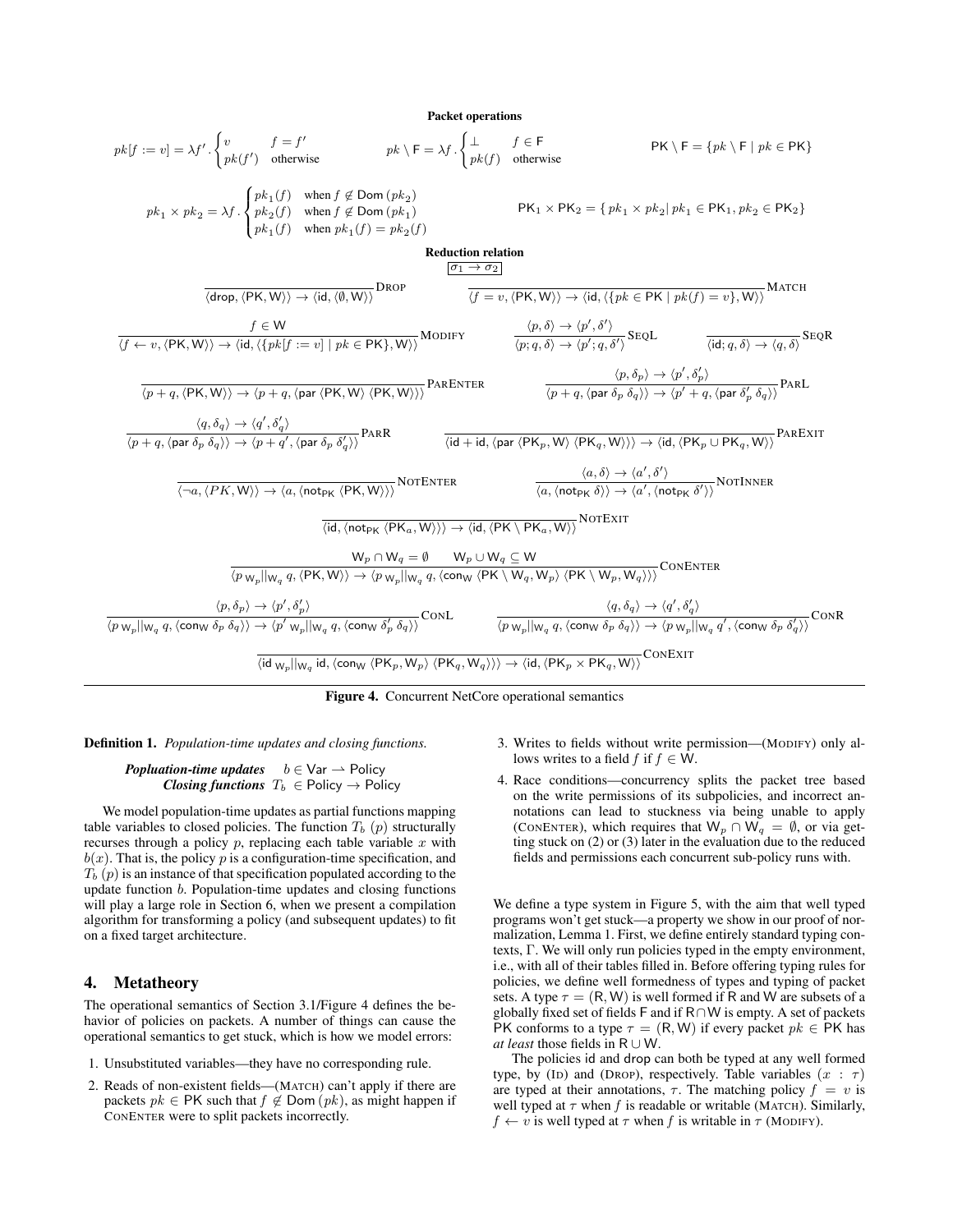**Packet operations**

$$pk[f := v] = \lambda f'.\begin{cases} v & f = f' \\ pk(f') & \text{otherwise} \end{cases} \qquad pk \setminus \mathsf{F} = \lambda f.\begin{cases} \bot & f \in \mathsf{F} \\ pk(f) & \text{otherwise} \end{cases} \qquad \mathsf{PK} \setminus \mathsf{F} = \{pk \setminus \mathsf{F} \mid pk \in \mathsf{PK}\}$$

$$pk_1 \times pk_2 = \lambda f.\begin{cases} pk_1(f) & \text{when } f \notin \mathsf{Dom}\,(pk_2) \\ pk_2(f) & \text{when } f \notin \mathsf{Dom}\,(pk_1) \\ pk_1(f) & \text{when } pk_1(f) = pk_2(f) \end{cases} \qquad \mathsf{PK}_1 \times \mathsf{PK}_2 = \{\, pk_1 \times pk_2 \mid pk_1 \in \mathsf{PK}_1, pk_2 \in \mathsf{PK}_2\}$$

**Reduction relation**

$\boxed{\sigma_1 \to \sigma_2}$

$$\frac{}{\langle \mathsf{drop}, \langle \mathsf{PK}, \mathsf{W}\rangle\rangle \to \langle \mathsf{id}, \langle \emptyset, \mathsf{W}\rangle\rangle}\text{DROP} \qquad \frac{}{\langle f = v, \langle \mathsf{PK}, \mathsf{W}\rangle\rangle \to \langle \mathsf{id}, \langle \{pk \in \mathsf{PK} \mid pk(f) = v\}, \mathsf{W}\rangle\rangle}\text{MATCH}$$

$$\frac{f \in \mathsf{W}}{\langle f \leftarrow v, \langle \mathsf{PK}, \mathsf{W}\rangle\rangle \to \langle \mathsf{id}, \langle \{pk[f := v] \mid pk \in \mathsf{PK}\}, \mathsf{W}\rangle\rangle}\text{MODIFY} \qquad \frac{\langle p, \delta\rangle \to \langle p', \delta'\rangle}{\langle p; q, \delta\rangle \to \langle p'; q, \delta'\rangle}\text{SEQL} \qquad \frac{}{\langle \mathsf{id}; q, \delta\rangle \to \langle q, \delta\rangle}\text{SEQR}$$

$$\frac{}{\langle p + q, \langle \mathsf{PK}, \mathsf{W}\rangle\rangle \to \langle p + q, \langle \mathsf{par}\ \langle \mathsf{PK}, \mathsf{W}\rangle\ \langle \mathsf{PK}, \mathsf{W}\rangle\rangle\rangle}\text{PARENTER} \qquad \frac{\langle p, \delta_p\rangle \to \langle p', \delta'_p\rangle}{\langle p + q, \langle \mathsf{par}\ \delta_p\ \delta_q\rangle\rangle \to \langle p' + q, \langle \mathsf{par}\ \delta'_p\ \delta_q\rangle\rangle}\text{PARL}$$

$$\frac{\langle q, \delta_q\rangle \to \langle q', \delta'_q\rangle}{\langle p + q, \langle \mathsf{par}\ \delta_p\ \delta_q\rangle\rangle \to \langle p + q', \langle \mathsf{par}\ \delta_p\ \delta'_q\rangle\rangle}\text{PARR} \qquad \frac{}{\langle \mathsf{id} + \mathsf{id}, \langle \mathsf{par}\ \langle \mathsf{PK}_p, \mathsf{W}\rangle\ \langle \mathsf{PK}_q, \mathsf{W}\rangle\rangle\rangle \to \langle \mathsf{id}, \langle \mathsf{PK}_p \cup \mathsf{PK}_q, \mathsf{W}\rangle\rangle}\text{PAREXIT}$$

$$\frac{}{\langle \neg a, \langle PK, \mathsf{W}\rangle\rangle \to \langle a, \langle \mathsf{not}_{\mathsf{PK}}\ \langle \mathsf{PK}, \mathsf{W}\rangle\rangle\rangle}\text{NOTENTER} \qquad \frac{\langle a, \delta\rangle \to \langle a', \delta'\rangle}{\langle a, \langle \mathsf{not}_{\mathsf{PK}}\ \delta\rangle\rangle \to \langle a', \langle \mathsf{not}_{\mathsf{PK}}\ \delta'\rangle\rangle}\text{NOTINNER}$$

$$\frac{}{\langle \mathsf{id}, \langle \mathsf{not}_{\mathsf{PK}}\ \langle \mathsf{PK}_a, \mathsf{W}\rangle\rangle\rangle \to \langle \mathsf{id}, \langle \mathsf{PK} \setminus \mathsf{PK}_a, \mathsf{W}\rangle\rangle}\text{NOTEXIT}$$

$$\frac{\mathsf{W}_p \cap \mathsf{W}_q = \emptyset \qquad \mathsf{W}_p \cup \mathsf{W}_q \subseteq \mathsf{W}}{\langle p\ {}_{\mathsf{W}_p}\|_{\mathsf{W}_q}\ q, \langle \mathsf{PK}, \mathsf{W}\rangle\rangle \to \langle p\ {}_{\mathsf{W}_p}\|_{\mathsf{W}_q}\ q, \langle \mathsf{con}_{\mathsf{W}}\ \langle \mathsf{PK} \setminus \mathsf{W}_q, \mathsf{W}_p\rangle\ \langle \mathsf{PK} \setminus \mathsf{W}_p, \mathsf{W}_q\rangle\rangle\rangle}\text{CONENTER}$$

$$\frac{\langle p, \delta_p\rangle \to \langle p', \delta'_p\rangle}{\langle p\ {}_{\mathsf{W}_p}\|_{\mathsf{W}_q}\ q, \langle \mathsf{con}_{\mathsf{W}}\ \delta_p\ \delta_q\rangle\rangle \to \langle p'\ {}_{\mathsf{W}_p}\|_{\mathsf{W}_q}\ q, \langle \mathsf{con}_{\mathsf{W}}\ \delta'_p\ \delta_q\rangle\rangle}\text{CONL} \qquad \frac{\langle q, \delta_q\rangle \to \langle q', \delta'_q\rangle}{\langle p\ {}_{\mathsf{W}_p}\|_{\mathsf{W}_q}\ q, \langle \mathsf{con}_{\mathsf{W}}\ \delta_p\ \delta_q\rangle\rangle \to \langle p\ {}_{\mathsf{W}_p}\|_{\mathsf{W}_q}\ q', \langle \mathsf{con}_{\mathsf{W}}\ \delta_p\ \delta'_q\rangle\rangle}\text{CONR}$$

$$\frac{}{\langle \mathsf{id}\ {}_{\mathsf{W}_p}\|_{\mathsf{W}_q}\ \mathsf{id}, \langle \mathsf{con}_{\mathsf{W}}\ \langle \mathsf{PK}_p, \mathsf{W}_p\rangle\ \langle \mathsf{PK}_q, \mathsf{W}_q\rangle\rangle\rangle \to \langle \mathsf{id}, \langle \mathsf{PK}_p \times \mathsf{PK}_q, \mathsf{W}\rangle\rangle}\text{CONEXIT}$$

**Figure 4.** Concurrent NetCore operational semantics

**Definition 1.** *Population-time updates and closing functions.*

$$\textbf{\textit{Popluation-time updates}} \quad b \in \mathsf{Var} \rightharpoonup \mathsf{Policy}$$
$$\textbf{\textit{Closing functions}} \quad T_b \in \mathsf{Policy} \to \mathsf{Policy}$$

We model population-time updates as partial functions mapping table variables to closed policies. The function $T_b\ (p)$ structurally recurses through a policy $p$, replacing each table variable $x$ with $b(x)$. That is, the policy $p$ is a configuration-time specification, and $T_b\ (p)$ is an instance of that specification populated according to the update function $b$. Population-time updates and closing functions will play a large role in Section 6, when we present a compilation algorithm for transforming a policy (and subsequent updates) to fit on a fixed target architecture.

## 4. Metatheory

The operational semantics of Section 3.1/Figure 4 defines the behavior of policies on packets. A number of things can cause the operational semantics to get stuck, which is how we model errors:

1. Unsubstituted variables—they have no corresponding rule.
2. Reads of non-existent fields—(MATCH) can't apply if there are packets $pk \in \mathsf{PK}$ such that $f \notin \mathsf{Dom}\,(pk)$, as might happen if CONENTER were to split packets incorrectly.
3. Writes to fields without write permission—(MODIFY) only allows writes to a field $f$ if $f \in \mathsf{W}$.
4. Race conditions—concurrency splits the packet tree based on the write permissions of its subpolicies, and incorrect annotations can lead to stuckness via being unable to apply (CONENTER), which requires that $\mathsf{W}_p \cap \mathsf{W}_q = \emptyset$, or via getting stuck on (2) or (3) later in the evaluation due to the reduced fields and permissions each concurrent sub-policy runs with.

We define a type system in Figure 5, with the aim that well typed programs won't get stuck—a property we show in our proof of normalization, Lemma 1. First, we define entirely standard typing contexts, $\Gamma$. We will only run policies typed in the empty environment, i.e., with all of their tables filled in. Before offering typing rules for policies, we define well formedness of types and typing of packet sets. A type $\tau = (\mathsf{R}, \mathsf{W})$ is well formed if $\mathsf{R}$ and $\mathsf{W}$ are subsets of a globally fixed set of fields $\mathsf{F}$ and if $\mathsf{R} \cap \mathsf{W}$ is empty. A set of packets $\mathsf{PK}$ conforms to a type $\tau = (\mathsf{R}, \mathsf{W})$ if every packet $pk \in \mathsf{PK}$ has *at least* those fields in $\mathsf{R} \cup \mathsf{W}$.

The policies id and drop can both be typed at any well formed type, by (ID) and (DROP), respectively. Table variables $(x : \tau)$ are typed at their annotations, $\tau$. The matching policy $f = v$ is well typed at $\tau$ when $f$ is readable or writable (MATCH). Similarly, $f \leftarrow v$ is well typed at $\tau$ when $f$ is writable in $\tau$ (MODIFY).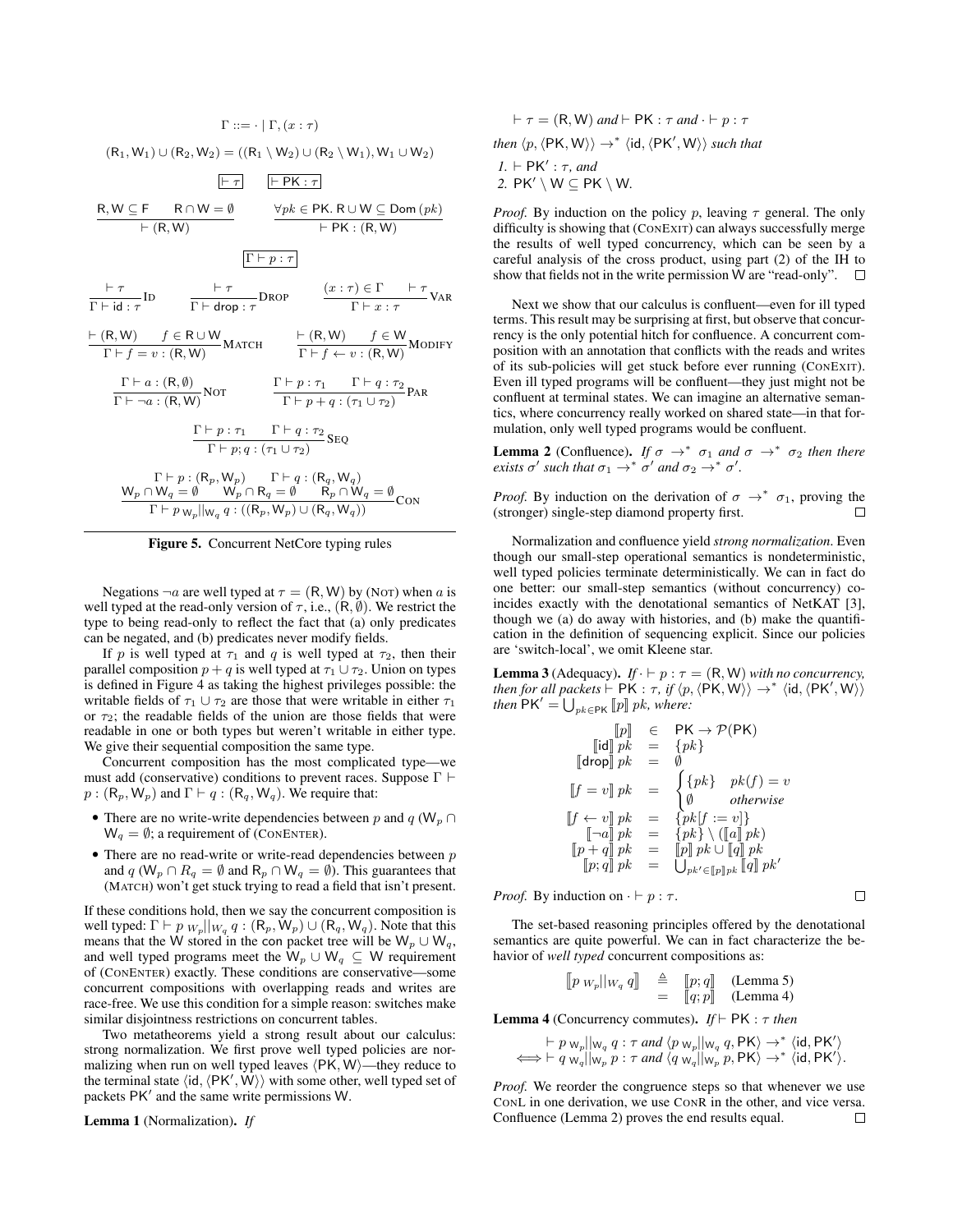$$\Gamma ::= \cdot \mid \Gamma, (x : \tau)$$

$$(\mathsf{R}_1, \mathsf{W}_1) \cup (\mathsf{R}_2, \mathsf{W}_2) = ((\mathsf{R}_1 \setminus \mathsf{W}_2) \cup (\mathsf{R}_2 \setminus \mathsf{W}_1), \mathsf{W}_1 \cup \mathsf{W}_2)$$

$$\boxed{\vdash \tau} \qquad \boxed{\vdash \mathsf{PK} : \tau}$$

$$\frac{\mathsf{R}, \mathsf{W} \subseteq \mathsf{F} \qquad \mathsf{R} \cap \mathsf{W} = \emptyset}{\vdash (\mathsf{R}, \mathsf{W})} \qquad \frac{\forall pk \in \mathsf{PK}.\ \mathsf{R} \cup \mathsf{W} \subseteq \mathsf{Dom}\,(pk)}{\vdash \mathsf{PK} : (\mathsf{R}, \mathsf{W})}$$

$$\boxed{\Gamma \vdash p : \tau}$$

$$\frac{\vdash \tau}{\Gamma \vdash \mathsf{id} : \tau}\textsc{Id} \qquad \frac{\vdash \tau}{\Gamma \vdash \mathsf{drop} : \tau}\textsc{Drop} \qquad \frac{(x : \tau) \in \Gamma \qquad \vdash \tau}{\Gamma \vdash x : \tau}\textsc{Var}$$

$$\frac{\vdash (\mathsf{R}, \mathsf{W}) \qquad f \in \mathsf{R} \cup \mathsf{W}}{\Gamma \vdash f = v : (\mathsf{R}, \mathsf{W})}\textsc{Match} \qquad \frac{\vdash (\mathsf{R}, \mathsf{W}) \qquad f \in \mathsf{W}}{\Gamma \vdash f \leftarrow v : (\mathsf{R}, \mathsf{W})}\textsc{Modify}$$

$$\frac{\Gamma \vdash a : (\mathsf{R}, \emptyset)}{\Gamma \vdash \neg a : (\mathsf{R}, \mathsf{W})}\textsc{Not} \qquad \frac{\Gamma \vdash p : \tau_1 \qquad \Gamma \vdash q : \tau_2}{\Gamma \vdash p + q : (\tau_1 \cup \tau_2)}\textsc{Par}$$

$$\frac{\Gamma \vdash p : \tau_1 \qquad \Gamma \vdash q : \tau_2}{\Gamma \vdash p; q : (\tau_1 \cup \tau_2)}\textsc{Seq}$$

$$\frac{\begin{array}{c}\Gamma \vdash p : (\mathsf{R}_p, \mathsf{W}_p) \qquad \Gamma \vdash q : (\mathsf{R}_q, \mathsf{W}_q) \\ \mathsf{W}_p \cap \mathsf{W}_q = \emptyset \qquad \mathsf{W}_p \cap \mathsf{R}_q = \emptyset \qquad \mathsf{R}_p \cap \mathsf{W}_q = \emptyset\end{array}}{\Gamma \vdash p \;{}_{\mathsf{W}_p}||_{\mathsf{W}_q}\; q : ((\mathsf{R}_p, \mathsf{W}_p) \cup (\mathsf{R}_q, \mathsf{W}_q))}\textsc{Con}$$

**Figure 5.** Concurrent NetCore typing rules

Negations $\neg a$ are well typed at $\tau = (\mathsf{R}, \mathsf{W})$ by (Not) when $a$ is well typed at the read-only version of $\tau$, i.e., $(\mathsf{R}, \emptyset)$. We restrict the type to being read-only to reflect the fact that (a) only predicates can be negated, and (b) predicates never modify fields.

If $p$ is well typed at $\tau_1$ and $q$ is well typed at $\tau_2$, then their parallel composition $p + q$ is well typed at $\tau_1 \cup \tau_2$. Union on types is defined in Figure 4 as taking the highest privileges possible: the writable fields of $\tau_1 \cup \tau_2$ are those that were writable in either $\tau_1$ or $\tau_2$; the readable fields of the union are those fields that were readable in one or both types but weren't writable in either type. We give their sequential composition the same type.

Concurrent composition has the most complicated type—we must add (conservative) conditions to prevent races. Suppose $\Gamma \vdash p : (\mathsf{R}_p, \mathsf{W}_p)$ and $\Gamma \vdash q : (\mathsf{R}_q, \mathsf{W}_q)$. We require that:

- There are no write-write dependencies between $p$ and $q$ ($\mathsf{W}_p \cap \mathsf{W}_q = \emptyset$; a requirement of (ConEnter).
- There are no read-write or write-read dependencies between $p$ and $q$ ($\mathsf{W}_p \cap R_q = \emptyset$ and $\mathsf{R}_p \cap \mathsf{W}_q = \emptyset$). This guarantees that (Match) won't get stuck trying to read a field that isn't present.

If these conditions hold, then we say the concurrent composition is well typed: $\Gamma \vdash p \;{}_{W_p}||_{W_q}\; q : (\mathsf{R}_p, \mathsf{W}_p) \cup (\mathsf{R}_q, \mathsf{W}_q)$. Note that this means that the W stored in the con packet tree will be $\mathsf{W}_p \cup \mathsf{W}_q$, and well typed programs meet the $\mathsf{W}_p \cup \mathsf{W}_q \subseteq \mathsf{W}$ requirement of (ConEnter) exactly. These conditions are conservative—some concurrent compositions with overlapping reads and writes are race-free. We use this condition for a simple reason: switches make similar disjointness restrictions on concurrent tables.

Two metatheorems yield a strong result about our calculus: strong normalization. We first prove well typed policies are normalizing when run on well typed leaves $\langle \mathsf{PK}, \mathsf{W} \rangle$—they reduce to the terminal state $\langle \mathsf{id}, \langle \mathsf{PK}', \mathsf{W} \rangle \rangle$ with some other, well typed set of packets $\mathsf{PK}'$ and the same write permissions W.

**Lemma 1** (Normalization). *If*

$$\vdash \tau = (\mathsf{R}, \mathsf{W}) \textit{ and} \vdash \mathsf{PK} : \tau \textit{ and} \cdot \vdash p : \tau$$

*then* $\langle p, \langle \mathsf{PK}, \mathsf{W} \rangle \rangle \rightarrow^* \langle \mathsf{id}, \langle \mathsf{PK}', \mathsf{W} \rangle \rangle$ *such that*

*1.* $\vdash \mathsf{PK}' : \tau$*, and*

*2.* $\mathsf{PK}' \setminus \mathsf{W} \subseteq \mathsf{PK} \setminus \mathsf{W}$.

*Proof.* By induction on the policy $p$, leaving $\tau$ general. The only difficulty is showing that (ConExit) can always successfully merge the results of well typed concurrency, which can be seen by a careful analysis of the cross product, using part (2) of the IH to show that fields not in the write permission W are "read-only". □

Next we show that our calculus is confluent—even for ill typed terms. This result may be surprising at first, but observe that concurrency is the only potential hitch for confluence. A concurrent composition with an annotation that conflicts with the reads and writes of its sub-policies will get stuck before ever running (ConExit). Even ill typed programs will be confluent—they just might not be confluent at terminal states. We can imagine an alternative semantics, where concurrency really worked on shared state—in that formulation, only well typed programs would be confluent.

**Lemma 2** (Confluence). *If* $\sigma \rightarrow^* \sigma_1$ *and* $\sigma \rightarrow^* \sigma_2$ *then there exists* $\sigma'$ *such that* $\sigma_1 \rightarrow^* \sigma'$ *and* $\sigma_2 \rightarrow^* \sigma'$.

*Proof.* By induction on the derivation of $\sigma \rightarrow^* \sigma_1$, proving the (stronger) single-step diamond property first. □

Normalization and confluence yield *strong normalization*. Even though our small-step operational semantics is nondeterministic, well typed policies terminate deterministically. We can in fact do one better: our small-step semantics (without concurrency) coincides exactly with the denotational semantics of NetKAT [3], though we (a) do away with histories, and (b) make the quantification in the definition of sequencing explicit. Since our policies are 'switch-local', we omit Kleene star.

**Lemma 3** (Adequacy). *If* $\cdot \vdash p : \tau = (\mathsf{R}, \mathsf{W})$ *with no concurrency, then for all packets* $\vdash \mathsf{PK} : \tau$*, if* $\langle p, \langle \mathsf{PK}, \mathsf{W} \rangle \rangle \rightarrow^* \langle \mathsf{id}, \langle \mathsf{PK}', \mathsf{W} \rangle \rangle$ *then* $\mathsf{PK}' = \bigcup_{pk \in \mathsf{PK}} [\![p]\!]\, pk$*, where:*

$$\begin{array}{rcl}
[\![p]\!] & \in & \mathsf{PK} \rightarrow \mathcal{P}(\mathsf{PK}) \\
[\![\mathsf{id}]\!]\; pk & = & \{pk\} \\
[\![\mathsf{drop}]\!]\; pk & = & \emptyset \\
[\![f = v]\!]\; pk & = & \begin{cases} \{pk\} & pk(f) = v \\ \emptyset & \textit{otherwise} \end{cases} \\
[\![f \leftarrow v]\!]\; pk & = & \{pk[f := v]\} \\
[\![\neg a]\!]\; pk & = & \{pk\} \setminus ([\![a]\!]\; pk) \\
[\![p + q]\!]\; pk & = & [\![p]\!]\; pk \cup [\![q]\!]\; pk \\
[\![p; q]\!]\; pk & = & \bigcup_{pk' \in [\![p]\!] pk} [\![q]\!]\; pk'
\end{array}$$

*Proof.* By induction on $\cdot \vdash p : \tau$. □

The set-based reasoning principles offered by the denotational semantics are quite powerful. We can in fact characterize the behavior of *well typed* concurrent compositions as:

$$\begin{array}{rcll}
[\![p \;{}_{W_p}||_{W_q}\; q]\!] & \triangleq & [\![p; q]\!] & \text{(Lemma 5)} \\
& = & [\![q; p]\!] & \text{(Lemma 4)}
\end{array}$$

**Lemma 4** (Concurrency commutes). *If* $\vdash \mathsf{PK} : \tau$ *then*

$$\begin{array}{l}
\vdash p \;{}_{\mathsf{W}_p}||_{\mathsf{W}_q}\; q : \tau \textit{ and } \langle p \;{}_{\mathsf{W}_p}||_{\mathsf{W}_q}\; q, \mathsf{PK} \rangle \rightarrow^* \langle \mathsf{id}, \mathsf{PK}' \rangle \\
\iff \vdash q \;{}_{\mathsf{W}_q}||_{\mathsf{W}_p}\; p : \tau \textit{ and } \langle q \;{}_{\mathsf{W}_q}||_{\mathsf{W}_p}\; p, \mathsf{PK} \rangle \rightarrow^* \langle \mathsf{id}, \mathsf{PK}' \rangle.
\end{array}$$

*Proof.* We reorder the congruence steps so that whenever we use ConL in one derivation, we use ConR in the other, and vice versa. Confluence (Lemma 2) proves the end results equal. □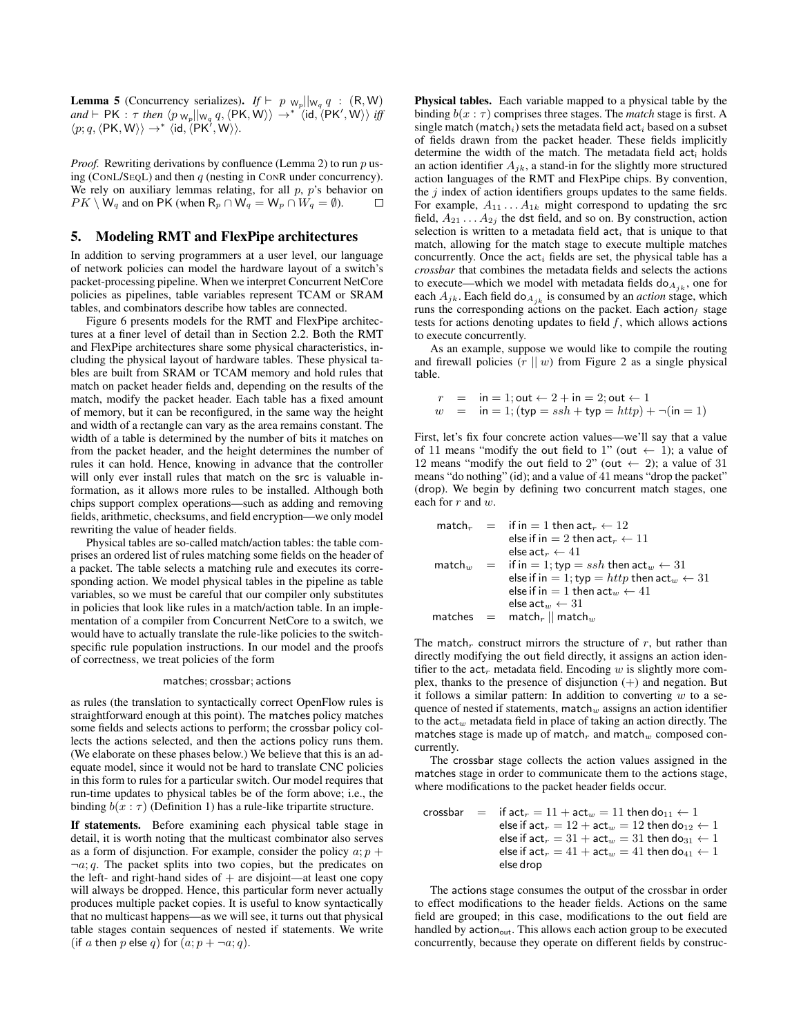**Lemma 5** (Concurrency serializes). *If* $\vdash\ p\ {}_{\mathsf{W}_p}||_{\mathsf{W}_q}\ q\ :\ (\mathsf{R}, \mathsf{W})$ *and* $\vdash \mathsf{PK} : \tau$ *then* $\langle p\ {}_{\mathsf{W}_p}||_{\mathsf{W}_q}\ q, \langle \mathsf{PK}, \mathsf{W}\rangle\rangle \rightarrow^* \langle \mathsf{id}, \langle \mathsf{PK}', \mathsf{W}\rangle\rangle$ *iff* $\langle p; q, \langle \mathsf{PK}, \mathsf{W}\rangle\rangle \rightarrow^* \langle \mathsf{id}, \langle \mathsf{PK}', \mathsf{W}\rangle\rangle$.

*Proof.* Rewriting derivations by confluence (Lemma 2) to run $p$ using (CONL/SEQL) and then $q$ (nesting in CONR under concurrency). We rely on auxiliary lemmas relating, for all $p$, $p$'s behavior on $PK \setminus \mathsf{W}_q$ and on $\mathsf{PK}$ (when $\mathsf{R}_p \cap \mathsf{W}_q = \mathsf{W}_p \cap W_q = \emptyset$). □

## 5. Modeling RMT and FlexPipe architectures

In addition to serving programmers at a user level, our language of network policies can model the hardware layout of a switch's packet-processing pipeline. When we interpret Concurrent NetCore policies as pipelines, table variables represent TCAM or SRAM tables, and combinators describe how tables are connected.

Figure 6 presents models for the RMT and FlexPipe architectures at a finer level of detail than in Section 2.2. Both the RMT and FlexPipe architectures share some physical characteristics, including the physical layout of hardware tables. These physical tables are built from SRAM or TCAM memory and hold rules that match on packet header fields and, depending on the results of the match, modify the packet header. Each table has a fixed amount of memory, but it can be reconfigured, in the same way the height and width of a rectangle can vary as the area remains constant. The width of a table is determined by the number of bits it matches on from the packet header, and the height determines the number of rules it can hold. Hence, knowing in advance that the controller will only ever install rules that match on the src is valuable information, as it allows more rules to be installed. Although both chips support complex operations—such as adding and removing fields, arithmetic, checksums, and field encryption—we only model rewriting the value of header fields.

Physical tables are so-called match/action tables: the table comprises an ordered list of rules matching some fields on the header of a packet. The table selects a matching rule and executes its corresponding action. We model physical tables in the pipeline as table variables, so we must be careful that our compiler only substitutes in policies that look like rules in a match/action table. In an implementation of a compiler from Concurrent NetCore to a switch, we would have to actually translate the rule-like policies to the switch-specific rule population instructions. In our model and the proofs of correctness, we treat policies of the form

$$\mathsf{matches}; \mathsf{crossbar}; \mathsf{actions}$$

as rules (the translation to syntactically correct OpenFlow rules is straightforward enough at this point). The matches policy matches some fields and selects actions to perform; the crossbar policy collects the actions selected, and then the actions policy runs them. (We elaborate on these phases below.) We believe that this is an adequate model, since it would not be hard to translate CNC policies in this form to rules for a particular switch. Our model requires that run-time updates to physical tables be of the form above; i.e., the binding $b(x : \tau)$ (Definition 1) has a rule-like tripartite structure.

**If statements.** Before examining each physical table stage in detail, it is worth noting that the multicast combinator also serves as a form of disjunction. For example, consider the policy $a; p + \neg a; q$. The packet splits into two copies, but the predicates on the left- and right-hand sides of $+$ are disjoint—at least one copy will always be dropped. Hence, this particular form never actually produces multiple packet copies. It is useful to know syntactically that no multicast happens—as we will see, it turns out that physical table stages contain sequences of nested if statements. We write (if $a$ then $p$ else $q$) for $(a; p + \neg a; q)$.

**Physical tables.** Each variable mapped to a physical table by the binding $b(x : \tau)$ comprises three stages. The *match* stage is first. A single match ($\mathsf{match}_i$) sets the metadata field $\mathsf{act}_i$ based on a subset of fields drawn from the packet header. These fields implicitly determine the width of the match. The metadata field $\mathsf{act}_i$ holds an action identifier $A_{jk}$, a stand-in for the slightly more structured action languages of the RMT and FlexPipe chips. By convention, the $j$ index of action identifiers groups updates to the same fields. For example, $A_{11} \ldots A_{1k}$ might correspond to updating the src field, $A_{21} \ldots A_{2j}$ the dst field, and so on. By construction, action selection is written to a metadata field $\mathsf{act}_i$ that is unique to that match, allowing for the match stage to execute multiple matches concurrently. Once the $\mathsf{act}_i$ fields are set, the physical table has a *crossbar* that combines the metadata fields and selects the actions to execute—which we model with metadata fields $\mathsf{do}_{A_{jk}}$, one for each $A_{jk}$. Each field $\mathsf{do}_{A_{jk}}$ is consumed by an *action* stage, which runs the corresponding actions on the packet. Each $\mathsf{action}_f$ stage tests for actions denoting updates to field $f$, which allows actions to execute concurrently.

As an example, suppose we would like to compile the routing and firewall policies $(r \mid\mid w)$ from Figure 2 as a single physical table.

$$\begin{aligned} r &= \mathsf{in} = 1; \mathsf{out} \leftarrow 2 + \mathsf{in} = 2; \mathsf{out} \leftarrow 1 \\ w &= \mathsf{in} = 1; (\mathsf{typ} = ssh + \mathsf{typ} = http) + \neg(\mathsf{in} = 1) \end{aligned}$$

First, let's fix four concrete action values—we'll say that a value of 11 means "modify the out field to 1" ($\mathsf{out} \leftarrow 1$); a value of 12 means "modify the out field to 2" ($\mathsf{out} \leftarrow 2$); a value of 31 means "do nothing" (id); and a value of 41 means "drop the packet" (drop). We begin by defining two concurrent match stages, one each for $r$ and $w$.

$$\begin{aligned} \mathsf{match}_r \;&=\; \text{if } \mathsf{in} = 1 \text{ then } \mathsf{act}_r \leftarrow 12 \\ &\phantom{=}\;\; \text{else if } \mathsf{in} = 2 \text{ then } \mathsf{act}_r \leftarrow 11 \\ &\phantom{=}\;\; \text{else } \mathsf{act}_r \leftarrow 41 \\ \mathsf{match}_w \;&=\; \text{if } \mathsf{in} = 1; \mathsf{typ} = ssh \text{ then } \mathsf{act}_w \leftarrow 31 \\ &\phantom{=}\;\; \text{else if } \mathsf{in} = 1; \mathsf{typ} = http \text{ then } \mathsf{act}_w \leftarrow 31 \\ &\phantom{=}\;\; \text{else if } \mathsf{in} = 1 \text{ then } \mathsf{act}_w \leftarrow 41 \\ &\phantom{=}\;\; \text{else } \mathsf{act}_w \leftarrow 31 \\ \mathsf{matches} \;&=\; \mathsf{match}_r \mid\mid \mathsf{match}_w \end{aligned}$$

The $\mathsf{match}_r$ construct mirrors the structure of $r$, but rather than directly modifying the out field directly, it assigns an action identifier to the $\mathsf{act}_r$ metadata field. Encoding $w$ is slightly more complex, thanks to the presence of disjunction ($+$) and negation. But it follows a similar pattern: In addition to converting $w$ to a sequence of nested if statements, $\mathsf{match}_w$ assigns an action identifier to the $\mathsf{act}_w$ metadata field in place of taking an action directly. The matches stage is made up of $\mathsf{match}_r$ and $\mathsf{match}_w$ composed concurrently.

The crossbar stage collects the action values assigned in the matches stage in order to communicate them to the actions stage, where modifications to the packet header fields occur.

$$\begin{aligned} \mathsf{crossbar} \;&=\; \text{if } \mathsf{act}_r = 11 + \mathsf{act}_w = 11 \text{ then } \mathsf{do}_{11} \leftarrow 1 \\ &\phantom{=}\;\; \text{else if } \mathsf{act}_r = 12 + \mathsf{act}_w = 12 \text{ then } \mathsf{do}_{12} \leftarrow 1 \\ &\phantom{=}\;\; \text{else if } \mathsf{act}_r = 31 + \mathsf{act}_w = 31 \text{ then } \mathsf{do}_{31} \leftarrow 1 \\ &\phantom{=}\;\; \text{else if } \mathsf{act}_r = 41 + \mathsf{act}_w = 41 \text{ then } \mathsf{do}_{41} \leftarrow 1 \\ &\phantom{=}\;\; \text{else drop} \end{aligned}$$

The actions stage consumes the output of the crossbar in order to effect modifications to the header fields. Actions on the same field are grouped; in this case, modifications to the out field are handled by $\mathsf{action}_{\mathsf{out}}$. This allows each action group to be executed concurrently, because they operate on different fields by construc-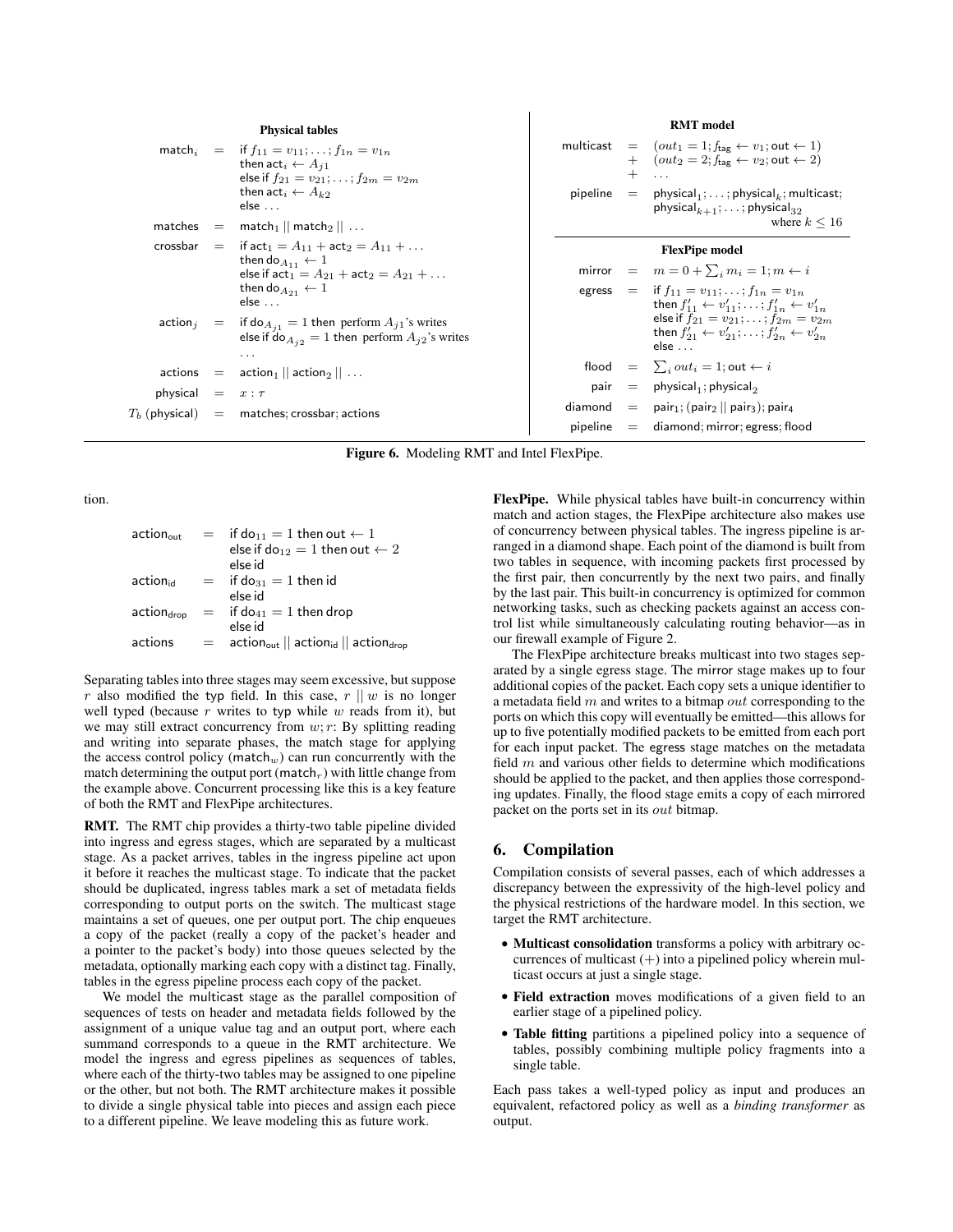**Physical tables**

$$
\begin{aligned}
\mathsf{match}_i \;&=\; \text{if } f_{11} = v_{11}; \ldots; f_{1n} = v_{1n} \\
&\quad\;\; \text{then } \mathsf{act}_i \leftarrow A_{j1} \\
&\quad\;\; \text{else if } f_{21} = v_{21}; \ldots; f_{2m} = v_{2m} \\
&\quad\;\; \text{then } \mathsf{act}_i \leftarrow A_{k2} \\
&\quad\;\; \text{else } \ldots \\
\mathsf{matches} \;&=\; \mathsf{match}_1 \,||\, \mathsf{match}_2 \,||\, \ldots \\
\mathsf{crossbar} \;&=\; \text{if } \mathsf{act}_1 = A_{11} + \mathsf{act}_2 = A_{11} + \ldots \\
&\quad\;\; \text{then } \mathsf{do}_{A_{11}} \leftarrow 1 \\
&\quad\;\; \text{else if } \mathsf{act}_1 = A_{21} + \mathsf{act}_2 = A_{21} + \ldots \\
&\quad\;\; \text{then } \mathsf{do}_{A_{21}} \leftarrow 1 \\
&\quad\;\; \text{else } \ldots \\
\mathsf{action}_j \;&=\; \text{if } \mathsf{do}_{A_{j1}} = 1 \text{ then perform } A_{j1}\text{'s writes} \\
&\quad\;\; \text{else if } \mathsf{do}_{A_{j2}} = 1 \text{ then perform } A_{j2}\text{'s writes} \\
&\quad\;\; \ldots \\
\mathsf{actions} \;&=\; \mathsf{action}_1 \,||\, \mathsf{action}_2 \,||\, \ldots \\
\mathsf{physical} \;&=\; x : \tau \\
T_b\ (\mathsf{physical}) \;&=\; \mathsf{matches}; \mathsf{crossbar}; \mathsf{actions}
\end{aligned}
$$

**RMT model**

$$
\begin{aligned}
\mathsf{multicast} \;&=\; (out_1 = 1; f_{\mathsf{tag}} \leftarrow v_1; \mathsf{out} \leftarrow 1) \\
&\;\;+\;\; (out_2 = 2; f_{\mathsf{tag}} \leftarrow v_2; \mathsf{out} \leftarrow 2) \\
&\;\;+\;\; \ldots \\
\mathsf{pipeline} \;&=\; \mathsf{physical}_1; \ldots; \mathsf{physical}_k; \mathsf{multicast}; \\
&\quad\;\; \mathsf{physical}_{k+1}; \ldots; \mathsf{physical}_{32} \\
&\quad\;\; \text{where } k \leq 16
\end{aligned}
$$

**FlexPipe model**

$$
\begin{aligned}
\mathsf{mirror} \;&=\; m = 0 + \textstyle\sum_i m_i = 1; m \leftarrow i \\
\mathsf{egress} \;&=\; \text{if } f_{11} = v_{11}; \ldots; f_{1n} = v_{1n} \\
&\quad\;\; \text{then } f'_{11} \leftarrow v'_{11}; \ldots; f'_{1n} \leftarrow v'_{1n} \\
&\quad\;\; \text{else if } f_{21} = v_{21}; \ldots; f_{2m} = v_{2m} \\
&\quad\;\; \text{then } f'_{21} \leftarrow v'_{21}; \ldots; f'_{2n} \leftarrow v'_{2n} \\
&\quad\;\; \text{else } \ldots \\
\mathsf{flood} \;&=\; \textstyle\sum_i out_i = 1; \mathsf{out} \leftarrow i \\
\mathsf{pair} \;&=\; \mathsf{physical}_1; \mathsf{physical}_2 \\
\mathsf{diamond} \;&=\; \mathsf{pair}_1; (\mathsf{pair}_2 \,||\, \mathsf{pair}_3); \mathsf{pair}_4 \\
\mathsf{pipeline} \;&=\; \mathsf{diamond}; \mathsf{mirror}; \mathsf{egress}; \mathsf{flood}
\end{aligned}
$$

**Figure 6.** Modeling RMT and Intel FlexPipe.

tion.

$$
\begin{aligned}
\mathsf{action}_{\mathsf{out}} \;&=\; \text{if } \mathsf{do}_{11} = 1 \text{ then } \mathsf{out} \leftarrow 1 \\
&\quad\;\; \text{else if } \mathsf{do}_{12} = 1 \text{ then } \mathsf{out} \leftarrow 2 \\
&\quad\;\; \text{else id} \\
\mathsf{action}_{\mathsf{id}} \;&=\; \text{if } \mathsf{do}_{31} = 1 \text{ then id} \\
&\quad\;\; \text{else id} \\
\mathsf{action}_{\mathsf{drop}} \;&=\; \text{if } \mathsf{do}_{41} = 1 \text{ then drop} \\
&\quad\;\; \text{else id} \\
\mathsf{actions} \;&=\; \mathsf{action}_{\mathsf{out}} \,||\, \mathsf{action}_{\mathsf{id}} \,||\, \mathsf{action}_{\mathsf{drop}}
\end{aligned}
$$

Separating tables into three stages may seem excessive, but suppose $r$ also modified the typ field. In this case, $r \,||\, w$ is no longer well typed (because $r$ writes to typ while $w$ reads from it), but we may still extract concurrency from $w; r$: By splitting reading and writing into separate phases, the match stage for applying the access control policy ($\mathsf{match}_w$) can run concurrently with the match determining the output port ($\mathsf{match}_r$) with little change from the example above. Concurrent processing like this is a key feature of both the RMT and FlexPipe architectures.

**RMT.** The RMT chip provides a thirty-two table pipeline divided into ingress and egress stages, which are separated by a multicast stage. As a packet arrives, tables in the ingress pipeline act upon it before it reaches the multicast stage. To indicate that the packet should be duplicated, ingress tables mark a set of metadata fields corresponding to output ports on the switch. The multicast stage maintains a set of queues, one per output port. The chip enqueues a copy of the packet (really a copy of the packet's header and a pointer to the packet's body) into those queues selected by the metadata, optionally marking each copy with a distinct tag. Finally, tables in the egress pipeline process each copy of the packet.

We model the multicast stage as the parallel composition of sequences of tests on header and metadata fields followed by the assignment of a unique value tag and an output port, where each summand corresponds to a queue in the RMT architecture. We model the ingress and egress pipelines as sequences of tables, where each of the thirty-two tables may be assigned to one pipeline or the other, but not both. The RMT architecture makes it possible to divide a single physical table into pieces and assign each piece to a different pipeline. We leave modeling this as future work.

**FlexPipe.** While physical tables have built-in concurrency within match and action stages, the FlexPipe architecture also makes use of concurrency between physical tables. The ingress pipeline is arranged in a diamond shape. Each point of the diamond is built from two tables in sequence, with incoming packets first processed by the first pair, then concurrently by the next two pairs, and finally by the last pair. This built-in concurrency is optimized for common networking tasks, such as checking packets against an access control list while simultaneously calculating routing behavior—as in our firewall example of Figure 2.

The FlexPipe architecture breaks multicast into two stages separated by a single egress stage. The mirror stage makes up to four additional copies of the packet. Each copy sets a unique identifier to a metadata field $m$ and writes to a bitmap $out$ corresponding to the ports on which this copy will eventually be emitted—this allows for up to five potentially modified packets to be emitted from each port for each input packet. The egress stage matches on the metadata field $m$ and various other fields to determine which modifications should be applied to the packet, and then applies those corresponding updates. Finally, the flood stage emits a copy of each mirrored packet on the ports set in its $out$ bitmap.

## 6. Compilation

Compilation consists of several passes, each of which addresses a discrepancy between the expressivity of the high-level policy and the physical restrictions of the hardware model. In this section, we target the RMT architecture.

- **Multicast consolidation** transforms a policy with arbitrary occurrences of multicast (+) into a pipelined policy wherein multicast occurs at just a single stage.
- **Field extraction** moves modifications of a given field to an earlier stage of a pipelined policy.
- **Table fitting** partitions a pipelined policy into a sequence of tables, possibly combining multiple policy fragments into a single table.

Each pass takes a well-typed policy as input and produces an equivalent, refactored policy as well as a *binding transformer* as output.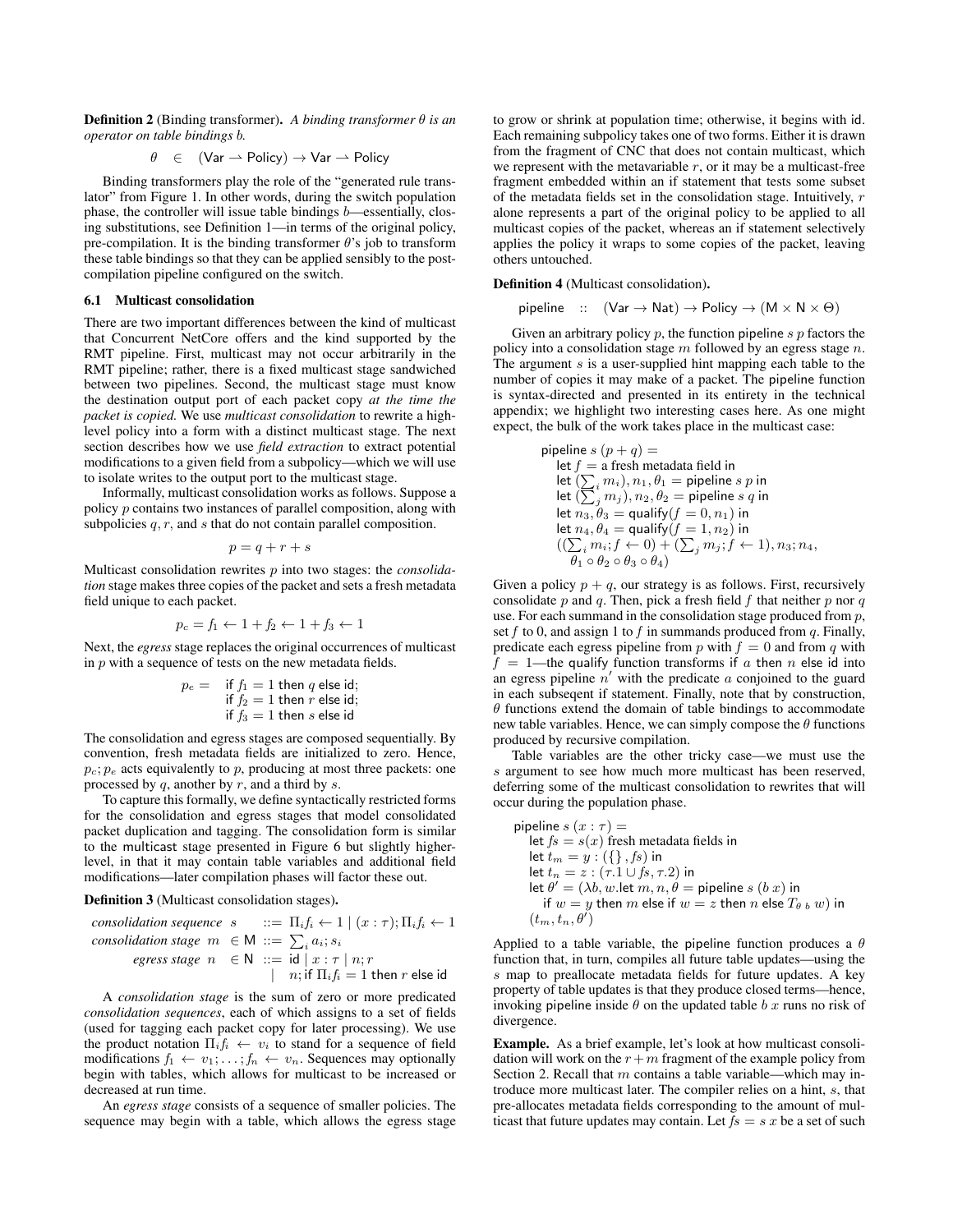**Definition 2** (Binding transformer). *A binding transformer $\theta$ is an operator on table bindings $b$.*

$$\theta \quad \in \quad (\mathsf{Var} \rightharpoonup \mathsf{Policy}) \rightarrow \mathsf{Var} \rightharpoonup \mathsf{Policy}$$

Binding transformers play the role of the "generated rule translator" from Figure 1. In other words, during the switch population phase, the controller will issue table bindings $b$—essentially, closing substitutions, see Definition 1—in terms of the original policy, pre-compilation. It is the binding transformer $\theta$'s job to transform these table bindings so that they can be applied sensibly to the post-compilation pipeline configured on the switch.

### 6.1 Multicast consolidation

There are two important differences between the kind of multicast that Concurrent NetCore offers and the kind supported by the RMT pipeline. First, multicast may not occur arbitrarily in the RMT pipeline; rather, there is a fixed multicast stage sandwiched between two pipelines. Second, the multicast stage must know the destination output port of each packet copy *at the time the packet is copied.* We use *multicast consolidation* to rewrite a high-level policy into a form with a distinct multicast stage. The next section describes how we use *field extraction* to extract potential modifications to a given field from a subpolicy—which we will use to isolate writes to the output port to the multicast stage.

Informally, multicast consolidation works as follows. Suppose a policy $p$ contains two instances of parallel composition, along with subpolicies $q, r$, and $s$ that do not contain parallel composition.

$$p = q + r + s$$

Multicast consolidation rewrites $p$ into two stages: the *consolidation* stage makes three copies of the packet and sets a fresh metadata field unique to each packet.

$$p_c = f_1 \leftarrow 1 + f_2 \leftarrow 1 + f_3 \leftarrow 1$$

Next, the *egress* stage replaces the original occurrences of multicast in $p$ with a sequence of tests on the new metadata fields.

$$\begin{aligned} p_e = \quad & \mathsf{if}\ f_1 = 1\ \mathsf{then}\ q\ \mathsf{else\ id};\\ & \mathsf{if}\ f_2 = 1\ \mathsf{then}\ r\ \mathsf{else\ id};\\ & \mathsf{if}\ f_3 = 1\ \mathsf{then}\ s\ \mathsf{else\ id} \end{aligned}$$

The consolidation and egress stages are composed sequentially. By convention, fresh metadata fields are initialized to zero. Hence, $p_c; p_e$ acts equivalently to $p$, producing at most three packets: one processed by $q$, another by $r$, and a third by $s$.

To capture this formally, we define syntactically restricted forms for the consolidation and egress stages that model consolidated packet duplication and tagging. The consolidation form is similar to the multicast stage presented in Figure 6 but slightly higher-level, in that it may contain table variables and additional field modifications—later compilation phases will factor these out.

**Definition 3** (Multicast consolidation stages).

$$\begin{aligned} &\textit{consolidation sequence}\ \ s && ::= \Pi_i f_i \leftarrow 1 \mid (x:\tau); \Pi_i f_i \leftarrow 1\\ &\textit{consolidation stage}\ \ m \in \mathsf{M} && ::= \textstyle\sum_i a_i; s_i\\ &\textit{egress stage}\ \ n \in \mathsf{N} && ::= \mathsf{id} \mid x:\tau \mid n; r\\ & && \quad\mid\ n; \mathsf{if}\ \Pi_i f_i = 1\ \mathsf{then}\ r\ \mathsf{else\ id} \end{aligned}$$

A *consolidation stage* is the sum of zero or more predicated *consolidation sequences*, each of which assigns to a set of fields (used for tagging each packet copy for later processing). We use the product notation $\Pi_i f_i \leftarrow v_i$ to stand for a sequence of field modifications $f_1 \leftarrow v_1; \ldots; f_n \leftarrow v_n$. Sequences may optionally begin with tables, which allows for multicast to be increased or decreased at run time.

An *egress stage* consists of a sequence of smaller policies. The sequence may begin with a table, which allows the egress stage to grow or shrink at population time; otherwise, it begins with id. Each remaining subpolicy takes one of two forms. Either it is drawn from the fragment of CNC that does not contain multicast, which we represent with the metavariable $r$, or it may be a multicast-free fragment embedded within an if statement that tests some subset of the metadata fields set in the consolidation stage. Intuitively, $r$ alone represents a part of the original policy to be applied to all multicast copies of the packet, whereas an if statement selectively applies the policy it wraps to some copies of the packet, leaving others untouched.

**Definition 4** (Multicast consolidation).

$$\mathsf{pipeline} \quad :: \quad (\mathsf{Var} \rightarrow \mathsf{Nat}) \rightarrow \mathsf{Policy} \rightarrow (\mathsf{M} \times \mathsf{N} \times \Theta)$$

Given an arbitrary policy $p$, the function $\mathsf{pipeline}\ s\ p$ factors the policy into a consolidation stage $m$ followed by an egress stage $n$. The argument $s$ is a user-supplied hint mapping each table to the number of copies it may make of a packet. The pipeline function is syntax-directed and presented in its entirety in the technical appendix; we highlight two interesting cases here. As one might expect, the bulk of the work takes place in the multicast case:

$$\begin{aligned} &\mathsf{pipeline}\ s\ (p+q) =\\ &\quad \mathsf{let}\ f = \text{a fresh metadata field in}\\ &\quad \mathsf{let}\ (\textstyle\sum_i m_i), n_1, \theta_1 = \mathsf{pipeline}\ s\ p\ \mathsf{in}\\ &\quad \mathsf{let}\ (\textstyle\sum_j m_j), n_2, \theta_2 = \mathsf{pipeline}\ s\ q\ \mathsf{in}\\ &\quad \mathsf{let}\ n_3, \theta_3 = \mathsf{qualify}(f = 0, n_1)\ \mathsf{in}\\ &\quad \mathsf{let}\ n_4, \theta_4 = \mathsf{qualify}(f = 1, n_2)\ \mathsf{in}\\ &\quad ((\textstyle\sum_i m_i; f \leftarrow 0) + (\sum_j m_j; f \leftarrow 1), n_3; n_4,\\ &\qquad \theta_1 \circ \theta_2 \circ \theta_3 \circ \theta_4) \end{aligned}$$

Given a policy $p + q$, our strategy is as follows. First, recursively consolidate $p$ and $q$. Then, pick a fresh field $f$ that neither $p$ nor $q$ use. For each summand in the consolidation stage produced from $p$, set $f$ to 0, and assign 1 to $f$ in summands produced from $q$. Finally, predicate each egress pipeline from $p$ with $f = 0$ and from $q$ with $f = 1$—the qualify function transforms if $a$ then $n$ else id into an egress pipeline $n'$ with the predicate $a$ conjoined to the guard in each subseqent if statement. Finally, note that by construction, $\theta$ functions extend the domain of table bindings to accommodate new table variables. Hence, we can simply compose the $\theta$ functions produced by recursive compilation.

Table variables are the other tricky case—we must use the $s$ argument to see how much more multicast has been reserved, deferring some of the multicast consolidation to rewrites that will occur during the population phase.

$$\begin{aligned} &\mathsf{pipeline}\ s\ (x:\tau) =\\ &\quad \mathsf{let}\ fs = s(x)\ \text{fresh metadata fields in}\\ &\quad \mathsf{let}\ t_m = y : (\{\}, fs)\ \mathsf{in}\\ &\quad \mathsf{let}\ t_n = z : (\tau.1 \cup fs, \tau.2)\ \mathsf{in}\\ &\quad \mathsf{let}\ \theta' = (\lambda b, w. \mathsf{let}\ m, n, \theta = \mathsf{pipeline}\ s\ (b\ x)\ \mathsf{in}\\ &\qquad \mathsf{if}\ w = y\ \mathsf{then}\ m\ \mathsf{else\ if}\ w = z\ \mathsf{then}\ n\ \mathsf{else}\ T_{\theta\ b}\ w)\ \mathsf{in}\\ &\quad (t_m, t_n, \theta') \end{aligned}$$

Applied to a table variable, the pipeline function produces a $\theta$ function that, in turn, compiles all future table updates—using the $s$ map to preallocate metadata fields for future updates. A key property of table updates is that they produce closed terms—hence, invoking pipeline inside $\theta$ on the updated table $b\ x$ runs no risk of divergence.

**Example.** As a brief example, let's look at how multicast consolidation will work on the $r + m$ fragment of the example policy from Section 2. Recall that $m$ contains a table variable—which may introduce more multicast later. The compiler relies on a hint, $s$, that pre-allocates metadata fields corresponding to the amount of multicast that future updates may contain. Let $fs = s\ x$ be a set of such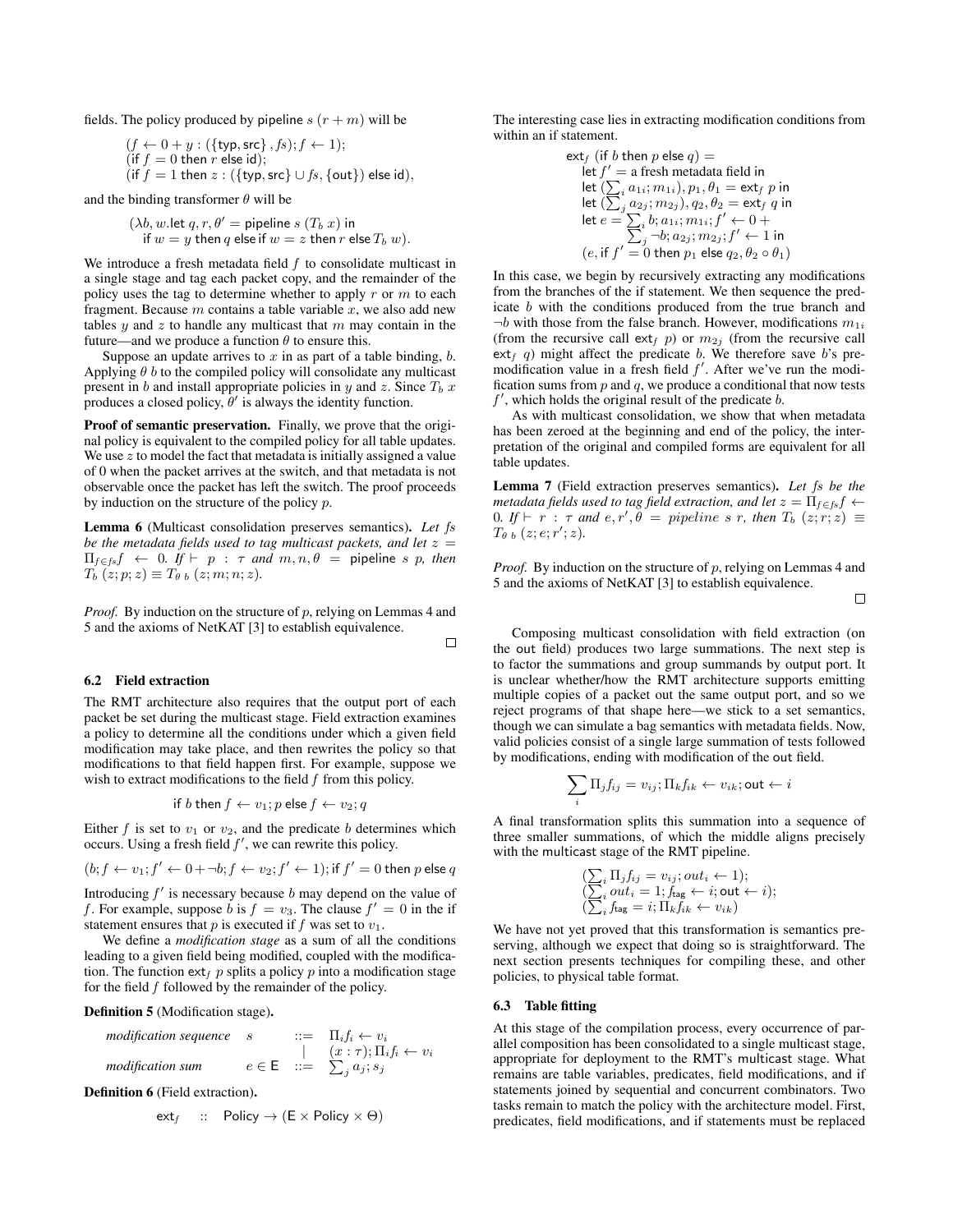fields. The policy produced by pipeline $s\ (r+m)$ will be

$$
\begin{aligned}
&(f \leftarrow 0 + y : (\{\mathsf{typ}, \mathsf{src}\}, fs); f \leftarrow 1);\\
&(\text{if } f = 0 \text{ then } r \text{ else id});\\
&(\text{if } f = 1 \text{ then } z : (\{\mathsf{typ}, \mathsf{src}\} \cup fs, \{\mathsf{out}\}) \text{ else id}),
\end{aligned}
$$

and the binding transformer $\theta$ will be

$$
\begin{aligned}
&(\lambda b, w.\text{let } q, r, \theta' = \text{pipeline } s\ (T_b\ x) \text{ in}\\
&\quad \text{if } w = y \text{ then } q \text{ else if } w = z \text{ then } r \text{ else } T_b\ w).
\end{aligned}
$$

We introduce a fresh metadata field $f$ to consolidate multicast in a single stage and tag each packet copy, and the remainder of the policy uses the tag to determine whether to apply $r$ or $m$ to each fragment. Because $m$ contains a table variable $x$, we also add new tables $y$ and $z$ to handle any multicast that $m$ may contain in the future—and we produce a function $\theta$ to ensure this.

Suppose an update arrives to $x$ in as part of a table binding, $b$. Applying $\theta\ b$ to the compiled policy will consolidate any multicast present in $b$ and install appropriate policies in $y$ and $z$. Since $T_b\ x$ produces a closed policy, $\theta'$ is always the identity function.

**Proof of semantic preservation.** Finally, we prove that the original policy is equivalent to the compiled policy for all table updates. We use $z$ to model the fact that metadata is initially assigned a value of 0 when the packet arrives at the switch, and that metadata is not observable once the packet has left the switch. The proof proceeds by induction on the structure of the policy $p$.

**Lemma 6** (Multicast consolidation preserves semantics). *Let $fs$ be the metadata fields used to tag multicast packets, and let $z = \Pi_{f \in fs} f \leftarrow 0$. If $\vdash p : \tau$ and $m, n, \theta = \text{pipeline } s\ p$, then $T_b\ (z; p; z) \equiv T_{\theta\ b}\ (z; m; n; z)$.*

*Proof.* By induction on the structure of $p$, relying on Lemmas 4 and 5 and the axioms of NetKAT [3] to establish equivalence. □

### 6.2 Field extraction

The RMT architecture also requires that the output port of each packet be set during the multicast stage. Field extraction examines a policy to determine all the conditions under which a given field modification may take place, and then rewrites the policy so that modifications to that field happen first. For example, suppose we wish to extract modifications to the field $f$ from this policy.

$$\text{if } b \text{ then } f \leftarrow v_1; p \text{ else } f \leftarrow v_2; q$$

Either $f$ is set to $v_1$ or $v_2$, and the predicate $b$ determines which occurs. Using a fresh field $f'$, we can rewrite this policy.

$$(b; f \leftarrow v_1; f' \leftarrow 0 + \neg b; f \leftarrow v_2; f' \leftarrow 1); \text{if } f' = 0 \text{ then } p \text{ else } q$$

Introducing $f'$ is necessary because $b$ may depend on the value of $f$. For example, suppose $b$ is $f = v_3$. The clause $f' = 0$ in the if statement ensures that $p$ is executed if $f$ was set to $v_1$.

We define a *modification stage* as a sum of all the conditions leading to a given field being modified, coupled with the modification. The function $\mathsf{ext}_f\ p$ splits a policy $p$ into a modification stage for the field $f$ followed by the remainder of the policy.

**Definition 5** (Modification stage)**.**

$$
\begin{array}{llcl}
\textit{modification sequence} & s & ::= & \Pi_i f_i \leftarrow v_i \\
 & & | & (x : \tau); \Pi_i f_i \leftarrow v_i \\
\textit{modification sum} & e \in \mathsf{E} & ::= & \sum_j a_j; s_j
\end{array}
$$

**Definition 6** (Field extraction)**.**

$$\mathsf{ext}_f \quad :: \quad \mathsf{Policy} \rightarrow (\mathsf{E} \times \mathsf{Policy} \times \Theta)$$

The interesting case lies in extracting modification conditions from within an if statement.

$$
\begin{aligned}
&\mathsf{ext}_f\ (\text{if } b \text{ then } p \text{ else } q) =\\
&\quad \text{let } f' = \text{a fresh metadata field in}\\
&\quad \text{let } (\textstyle\sum_i a_{1i}; m_{1i}), p_1, \theta_1 = \mathsf{ext}_f\ p \text{ in}\\
&\quad \text{let } (\textstyle\sum_j a_{2j}; m_{2j}), q_2, \theta_2 = \mathsf{ext}_f\ q \text{ in}\\
&\quad \text{let } e = \textstyle\sum_i b; a_{1i}; m_{1i}; f' \leftarrow 0 +\\
&\quad\quad\quad \textstyle\sum_j \neg b; a_{2j}; m_{2j}; f' \leftarrow 1 \text{ in}\\
&\quad (e, \text{if } f' = 0 \text{ then } p_1 \text{ else } q_2, \theta_2 \circ \theta_1)
\end{aligned}
$$

In this case, we begin by recursively extracting any modifications from the branches of the if statement. We then sequence the predicate $b$ with the conditions produced from the true branch and $\neg b$ with those from the false branch. However, modifications $m_{1i}$ (from the recursive call $\mathsf{ext}_f\ p$) or $m_{2j}$ (from the recursive call $\mathsf{ext}_f\ q$) might affect the predicate $b$. We therefore save $b$'s pre-modification value in a fresh field $f'$. After we've run the modification sums from $p$ and $q$, we produce a conditional that now tests $f'$, which holds the original result of the predicate $b$.

As with multicast consolidation, we show that when metadata has been zeroed at the beginning and end of the policy, the interpretation of the original and compiled forms are equivalent for all table updates.

**Lemma 7** (Field extraction preserves semantics). *Let $fs$ be the metadata fields used to tag field extraction, and let $z = \Pi_{f \in fs} f \leftarrow 0$. If $\vdash r : \tau$ and $e, r', \theta = pipeline\ s\ r$, then $T_b\ (z; r; z) \equiv T_{\theta\ b}\ (z; e; r'; z)$.*

*Proof.* By induction on the structure of $p$, relying on Lemmas 4 and 5 and the axioms of NetKAT [3] to establish equivalence. □

Composing multicast consolidation with field extraction (on the out field) produces two large summations. The next step is to factor the summations and group summands by output port. It is unclear whether/how the RMT architecture supports emitting multiple copies of a packet out the same output port, and so we reject programs of that shape here—we stick to a set semantics, though we can simulate a bag semantics with metadata fields. Now, valid policies consist of a single large summation of tests followed by modifications, ending with modification of the out field.

$$\sum_i \Pi_j f_{ij} = v_{ij}; \Pi_k f_{ik} \leftarrow v_{ik}; \mathsf{out} \leftarrow i$$

A final transformation splits this summation into a sequence of three smaller summations, of which the middle aligns precisely with the multicast stage of the RMT pipeline.

$$
\begin{aligned}
&(\textstyle\sum_i \Pi_j f_{ij} = v_{ij}; out_i \leftarrow 1);\\
&(\textstyle\sum_i out_i = 1; f_{\mathsf{tag}} \leftarrow i; \mathsf{out} \leftarrow i);\\
&(\textstyle\sum_i f_{\mathsf{tag}} = i; \Pi_k f_{ik} \leftarrow v_{ik})
\end{aligned}
$$

We have not yet proved that this transformation is semantics preserving, although we expect that doing so is straightforward. The next section presents techniques for compiling these, and other policies, to physical table format.

### 6.3 Table fitting

At this stage of the compilation process, every occurrence of parallel composition has been consolidated to a single multicast stage, appropriate for deployment to the RMT's multicast stage. What remains are table variables, predicates, field modifications, and if statements joined by sequential and concurrent combinators. Two tasks remain to match the policy with the architecture model. First, predicates, field modifications, and if statements must be replaced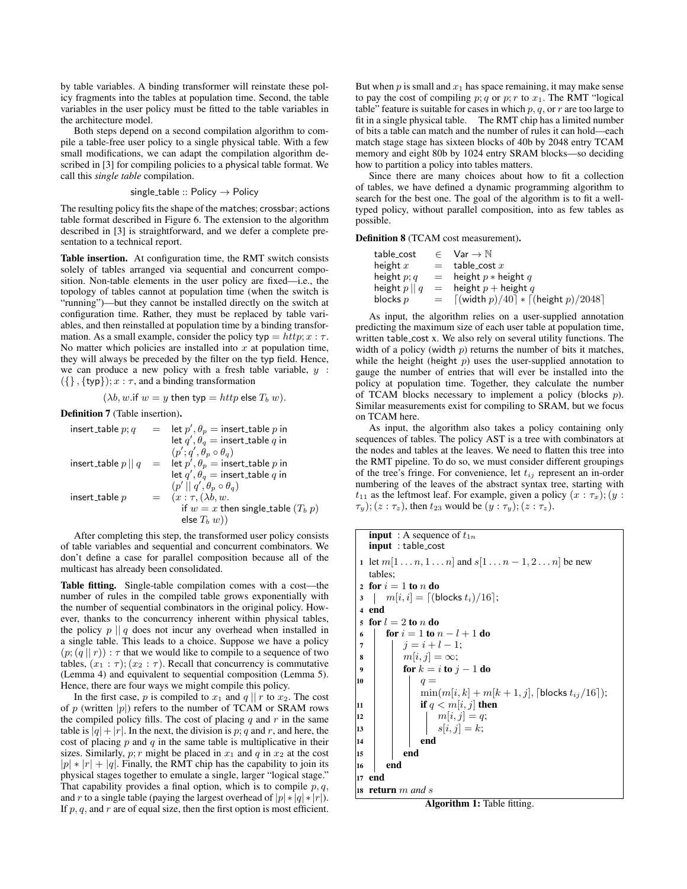by table variables. A binding transformer will reinstate these policy fragments into the tables at population time. Second, the table variables in the user policy must be fitted to the table variables in the architecture model.

Both steps depend on a second compilation algorithm to compile a table-free user policy to a single physical table. With a few small modifications, we can adapt the compilation algorithm described in [3] for compiling policies to a physical table format. We call this *single table* compilation.

$$\mathsf{single\_table} :: \mathsf{Policy} \rightarrow \mathsf{Policy}$$

The resulting policy fits the shape of the matches; crossbar; actions table format described in Figure 6. The extension to the algorithm described in [3] is straightforward, and we defer a complete presentation to a technical report.

**Table insertion.** At configuration time, the RMT switch consists solely of tables arranged via sequential and concurrent composition. Non-table elements in the user policy are fixed—i.e., the topology of tables cannot at population time (when the switch is "running")—but they cannot be installed directly on the switch at configuration time. Rather, they must be replaced by table variables, and then reinstalled at population time by a binding transformation. As a small example, consider the policy $\mathsf{typ} = http; x : \tau$. No matter which policies are installed into $x$ at population time, they will always be preceded by the filter on the typ field. Hence, we can produce a new policy with a fresh table variable, $y : (\{\}, \{\mathsf{typ}\}); x : \tau$, and a binding transformation

$$(\lambda b, w. \mathsf{if}\ w = y\ \mathsf{then}\ \mathsf{typ} = http\ \mathsf{else}\ T_b\ w).$$

**Definition 7** (Table insertion)**.**

$$
\begin{array}{lcl}
\mathsf{insert\_table}\ p; q & = & \mathsf{let}\ p', \theta_p = \mathsf{insert\_table}\ p\ \mathsf{in} \\
 & & \mathsf{let}\ q', \theta_q = \mathsf{insert\_table}\ q\ \mathsf{in} \\
 & & (p'; q', \theta_p \circ \theta_q) \\
\mathsf{insert\_table}\ p \,||\, q & = & \mathsf{let}\ p', \theta_p = \mathsf{insert\_table}\ p\ \mathsf{in} \\
 & & \mathsf{let}\ q', \theta_q = \mathsf{insert\_table}\ q\ \mathsf{in} \\
 & & (p' \,||\, q', \theta_p \circ \theta_q) \\
\mathsf{insert\_table}\ p & = & (x : \tau, (\lambda b, w. \\
 & & \quad \mathsf{if}\ w = x\ \mathsf{then}\ \mathsf{single\_table}\ (T_b\ p) \\
 & & \quad \mathsf{else}\ T_b\ w))
\end{array}
$$

After completing this step, the transformed user policy consists of table variables and sequential and concurrent combinators. We don't define a case for parallel composition because all of the multicast has already been consolidated.

**Table fitting.** Single-table compilation comes with a cost—the number of rules in the compiled table grows exponentially with the number of sequential combinators in the original policy. However, thanks to the concurrency inherent within physical tables, the policy $p \,||\, q$ does not incur any overhead when installed in a single table. This leads to a choice. Suppose we have a policy $(p; (q \,||\, r)) : \tau$ that we would like to compile to a sequence of two tables, $(x_1 : \tau); (x_2 : \tau)$. Recall that concurrency is commutative (Lemma 4) and equivalent to sequential composition (Lemma 5). Hence, there are four ways we might compile this policy.

In the first case, $p$ is compiled to $x_1$ and $q \,||\, r$ to $x_2$. The cost of $p$ (written $|p|$) refers to the number of TCAM or SRAM rows the compiled policy fills. The cost of placing $q$ and $r$ in the same table is $|q| + |r|$. In the next, the division is $p; q$ and $r$, and here, the cost of placing $p$ and $q$ in the same table is multiplicative in their sizes. Similarly, $p; r$ might be placed in $x_1$ and $q$ in $x_2$ at the cost $|p| * |r| + |q|$. Finally, the RMT chip has the capability to join its physical stages together to emulate a single, larger "logical stage." That capability provides a final option, which is to compile $p$, $q$, and $r$ to a single table (paying the largest overhead of $|p| * |q| * |r|$). If $p$, $q$, and $r$ are of equal size, then the first option is most efficient. But when $p$ is small and $x_1$ has space remaining, it may make sense to pay the cost of compiling $p; q$ or $p; r$ to $x_1$. The RMT "logical table" feature is suitable for cases in which $p, q,$ or $r$ are too large to fit in a single physical table. The RMT chip has a limited number of bits a table can match and the number of rules it can hold—each match stage stage has sixteen blocks of 40b by 2048 entry TCAM memory and eight 80b by 1024 entry SRAM blocks—so deciding how to partition a policy into tables matters.

Since there are many choices about how to fit a collection of tables, we have defined a dynamic programming algorithm to search for the best one. The goal of the algorithm is to fit a well-typed policy, without parallel composition, into as few tables as possible.

**Definition 8** (TCAM cost measurement)**.**

$$
\begin{array}{lcl}
\mathsf{table\_cost} & \in & \mathsf{Var} \rightarrow \mathbb{N} \\
\mathsf{height}\ x & = & \mathsf{table\_cost}\ x \\
\mathsf{height}\ p; q & = & \mathsf{height}\ p * \mathsf{height}\ q \\
\mathsf{height}\ p \,||\, q & = & \mathsf{height}\ p + \mathsf{height}\ q \\
\mathsf{blocks}\ p & = & \lceil (\mathsf{width}\ p)/40 \rceil * \lceil (\mathsf{height}\ p)/2048 \rceil
\end{array}
$$

As input, the algorithm relies on a user-supplied annotation predicting the maximum size of each user table at population time, written table_cost x. We also rely on several utility functions. The width of a policy (width $p$) returns the number of bits it matches, while the height (height $p$) uses the user-supplied annotation to gauge the number of entries that will ever be installed into the policy at population time. Together, they calculate the number of TCAM blocks necessary to implement a policy (blocks $p$). Similar measurements exist for compiling to SRAM, but we focus on TCAM here.

As input, the algorithm also takes a policy containing only sequences of tables. The policy AST is a tree with combinators at the nodes and tables at the leaves. We need to flatten this tree into the RMT pipeline. To do so, we must consider different groupings of the tree's fringe. For convenience, let $t_{ij}$ represent an in-order numbering of the leaves of the abstract syntax tree, starting with $t_{11}$ as the leftmost leaf. For example, given a policy $(x : \tau_x); (y : \tau_y); (z : \tau_z)$, then $t_{23}$ would be $(y : \tau_y); (z : \tau_z)$.

```
   input : A sequence of t_{1n}
   input : table_cost
 1 let m[1...n, 1...n] and s[1...n-1, 2...n] be new
   tables;
 2 for i = 1 to n do
 3 |   m[i, i] = ⌈(blocks t_i)/16⌉;
 4 end
 5 for l = 2 to n do
 6     for i = 1 to n - l + 1 do
 7         j = i + l - 1;
 8         m[i, j] = ∞;
 9         for k = i to j - 1 do
10             q =
               min(m[i, k] + m[k + 1, j], ⌈blocks t_{ij}/16⌉);
11             if q < m[i, j] then
12                 m[i, j] = q;
13                 s[i, j] = k;
14             end
15         end
16     end
17 end
18 return m and s
```

**Algorithm 1:** Table fitting.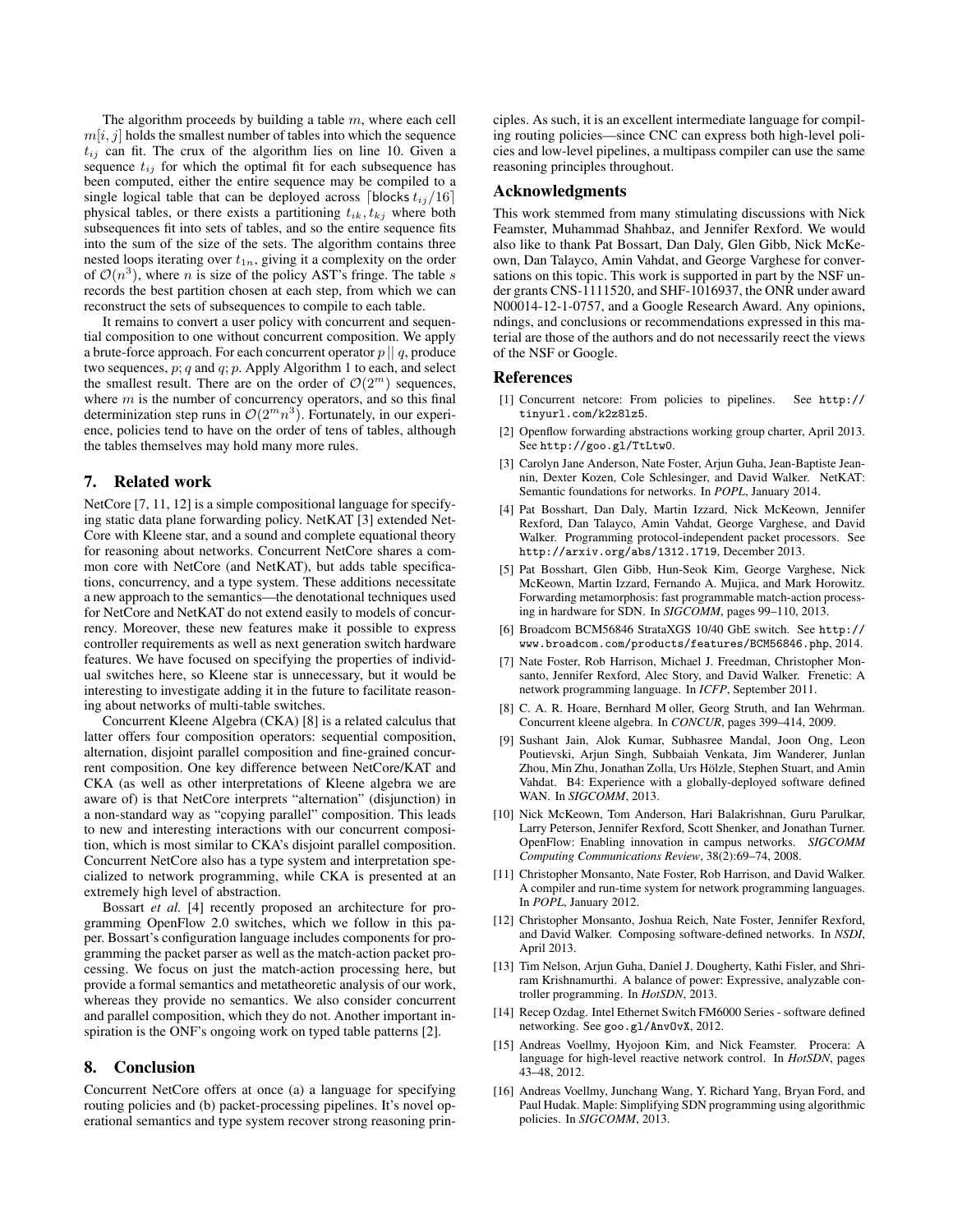The algorithm proceeds by building a table $m$, where each cell $m[i, j]$ holds the smallest number of tables into which the sequence $t_{ij}$ can fit. The crux of the algorithm lies on line 10. Given a sequence $t_{ij}$ for which the optimal fit for each subsequence has been computed, either the entire sequence may be compiled to a single logical table that can be deployed across $\lceil \text{blocks } t_{ij}/16 \rceil$ physical tables, or there exists a partitioning $t_{ik}, t_{kj}$ where both subsequences fit into sets of tables, and so the entire sequence fits into the sum of the size of the sets. The algorithm contains three nested loops iterating over $t_{1n}$, giving it a complexity on the order of $\mathcal{O}(n^3)$, where $n$ is size of the policy AST's fringe. The table $s$ records the best partition chosen at each step, from which we can reconstruct the sets of subsequences to compile to each table.

It remains to convert a user policy with concurrent and sequential composition to one without concurrent composition. We apply a brute-force approach. For each concurrent operator $p \,||\, q$, produce two sequences, $p; q$ and $q; p$. Apply Algorithm 1 to each, and select the smallest result. There are on the order of $\mathcal{O}(2^m)$ sequences, where $m$ is the number of concurrency operators, and so this final determinization step runs in $\mathcal{O}(2^m n^3)$. Fortunately, in our experience, policies tend to have on the order of tens of tables, although the tables themselves may hold many more rules.

## 7. Related work

NetCore [7, 11, 12] is a simple compositional language for specifying static data plane forwarding policy. NetKAT [3] extended NetCore with Kleene star, and a sound and complete equational theory for reasoning about networks. Concurrent NetCore shares a common core with NetCore (and NetKAT), but adds table specifications, concurrency, and a type system. These additions necessitate a new approach to the semantics—the denotational techniques used for NetCore and NetKAT do not extend easily to models of concurrency. Moreover, these new features make it possible to express controller requirements as well as next generation switch hardware features. We have focused on specifying the properties of individual switches here, so Kleene star is unnecessary, but it would be interesting to investigate adding it in the future to facilitate reasoning about networks of multi-table switches.

Concurrent Kleene Algebra (CKA) [8] is a related calculus that latter offers four composition operators: sequential composition, alternation, disjoint parallel composition and fine-grained concurrent composition. One key difference between NetCore/KAT and CKA (as well as other interpretations of Kleene algebra we are aware of) is that NetCore interprets "alternation" (disjunction) in a non-standard way as "copying parallel" composition. This leads to new and interesting interactions with our concurrent composition, which is most similar to CKA's disjoint parallel composition. Concurrent NetCore also has a type system and interpretation specialized to network programming, while CKA is presented at an extremely high level of abstraction.

Bossart *et al.* [4] recently proposed an architecture for programming OpenFlow 2.0 switches, which we follow in this paper. Bossart's configuration language includes components for programming the packet parser as well as the match-action packet processing. We focus on just the match-action processing here, but provide a formal semantics and metatheoretic analysis of our work, whereas they provide no semantics. We also consider concurrent and parallel composition, which they do not. Another important inspiration is the ONF's ongoing work on typed table patterns [2].

## 8. Conclusion

Concurrent NetCore offers at once (a) a language for specifying routing policies and (b) packet-processing pipelines. It's novel operational semantics and type system recover strong reasoning principles. As such, it is an excellent intermediate language for compiling routing policies—since CNC can express both high-level policies and low-level pipelines, a multipass compiler can use the same reasoning principles throughout.

## Acknowledgments

This work stemmed from many stimulating discussions with Nick Feamster, Muhammad Shahbaz, and Jennifer Rexford. We would also like to thank Pat Bossart, Dan Daly, Glen Gibb, Nick McKeown, Dan Talayco, Amin Vahdat, and George Varghese for conversations on this topic. This work is supported in part by the NSF under grants CNS-1111520, and SHF-1016937, the ONR under award N00014-12-1-0757, and a Google Research Award. Any opinions, ndings, and conclusions or recommendations expressed in this material are those of the authors and do not necessarily reect the views of the NSF or Google.

## References

[1] Concurrent netcore: From policies to pipelines. See `http://tinyurl.com/k2z8lz5`.

[2] Openflow forwarding abstractions working group charter, April 2013. See `http://goo.gl/TtLtw0`.

[3] Carolyn Jane Anderson, Nate Foster, Arjun Guha, Jean-Baptiste Jeannin, Dexter Kozen, Cole Schlesinger, and David Walker. NetKAT: Semantic foundations for networks. In *POPL*, January 2014.

[4] Pat Bosshart, Dan Daly, Martin Izzard, Nick McKeown, Jennifer Rexford, Dan Talayco, Amin Vahdat, George Varghese, and David Walker. Programming protocol-independent packet processors. See `http://arxiv.org/abs/1312.1719`, December 2013.

[5] Pat Bosshart, Glen Gibb, Hun-Seok Kim, George Varghese, Nick McKeown, Martin Izzard, Fernando A. Mujica, and Mark Horowitz. Forwarding metamorphosis: fast programmable match-action processing in hardware for SDN. In *SIGCOMM*, pages 99–110, 2013.

[6] Broadcom BCM56846 StrataXGS 10/40 GbE switch. See `http://www.broadcom.com/products/features/BCM56846.php`, 2014.

[7] Nate Foster, Rob Harrison, Michael J. Freedman, Christopher Monsanto, Jennifer Rexford, Alec Story, and David Walker. Frenetic: A network programming language. In *ICFP*, September 2011.

[8] C. A. R. Hoare, Bernhard M oller, Georg Struth, and Ian Wehrman. Concurrent kleene algebra. In *CONCUR*, pages 399–414, 2009.

[9] Sushant Jain, Alok Kumar, Subhasree Mandal, Joon Ong, Leon Poutievski, Arjun Singh, Subbaiah Venkata, Jim Wanderer, Junlan Zhou, Min Zhu, Jonathan Zolla, Urs Hölzle, Stephen Stuart, and Amin Vahdat. B4: Experience with a globally-deployed software defined WAN. In *SIGCOMM*, 2013.

[10] Nick McKeown, Tom Anderson, Hari Balakrishnan, Guru Parulkar, Larry Peterson, Jennifer Rexford, Scott Shenker, and Jonathan Turner. OpenFlow: Enabling innovation in campus networks. *SIGCOMM Computing Communications Review*, 38(2):69–74, 2008.

[11] Christopher Monsanto, Nate Foster, Rob Harrison, and David Walker. A compiler and run-time system for network programming languages. In *POPL*, January 2012.

[12] Christopher Monsanto, Joshua Reich, Nate Foster, Jennifer Rexford, and David Walker. Composing software-defined networks. In *NSDI*, April 2013.

[13] Tim Nelson, Arjun Guha, Daniel J. Dougherty, Kathi Fisler, and Shriram Krishnamurthi. A balance of power: Expressive, analyzable controller programming. In *HotSDN*, 2013.

[14] Recep Ozdag. Intel Ethernet Switch FM6000 Series - software defined networking. See `goo.gl/AnvOvX`, 2012.

[15] Andreas Voellmy, Hyojoon Kim, and Nick Feamster. Procera: A language for high-level reactive network control. In *HotSDN*, pages 43–48, 2012.

[16] Andreas Voellmy, Junchang Wang, Y. Richard Yang, Bryan Ford, and Paul Hudak. Maple: Simplifying SDN programming using algorithmic policies. In *SIGCOMM*, 2013.